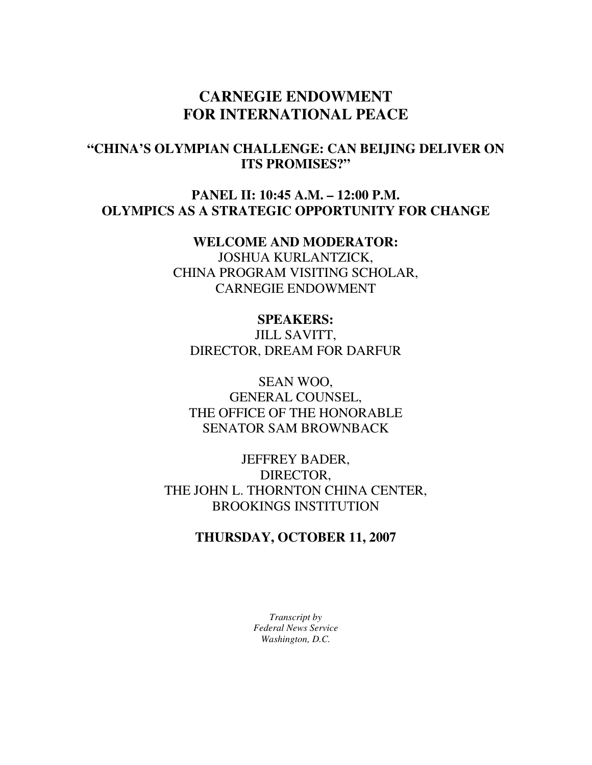# CARNEGIE ENDOWMENT FOR INTERNATIONAL PEACE

## "CHINA'S OLYMPIAN CHALLENGE: CAN BEIJING DELIVER ON ITS PROMISES?"

## PANEL II: 10:45 A.M. – 12:00 P.M.
## OLYMPICS AS A STRATEGIC OPPORTUNITY FOR CHANGE

**WELCOME AND MODERATOR:**
JOSHUA KURLANTZICK,
CHINA PROGRAM VISITING SCHOLAR,
CARNEGIE ENDOWMENT

**SPEAKERS:**
JILL SAVITT,
DIRECTOR, DREAM FOR DARFUR

SEAN WOO,
GENERAL COUNSEL,
THE OFFICE OF THE HONORABLE
SENATOR SAM BROWNBACK

JEFFREY BADER,
DIRECTOR,
THE JOHN L. THORNTON CHINA CENTER,
BROOKINGS INSTITUTION

**THURSDAY, OCTOBER 11, 2007**

*Transcript by*
*Federal News Service*
*Washington, D.C.*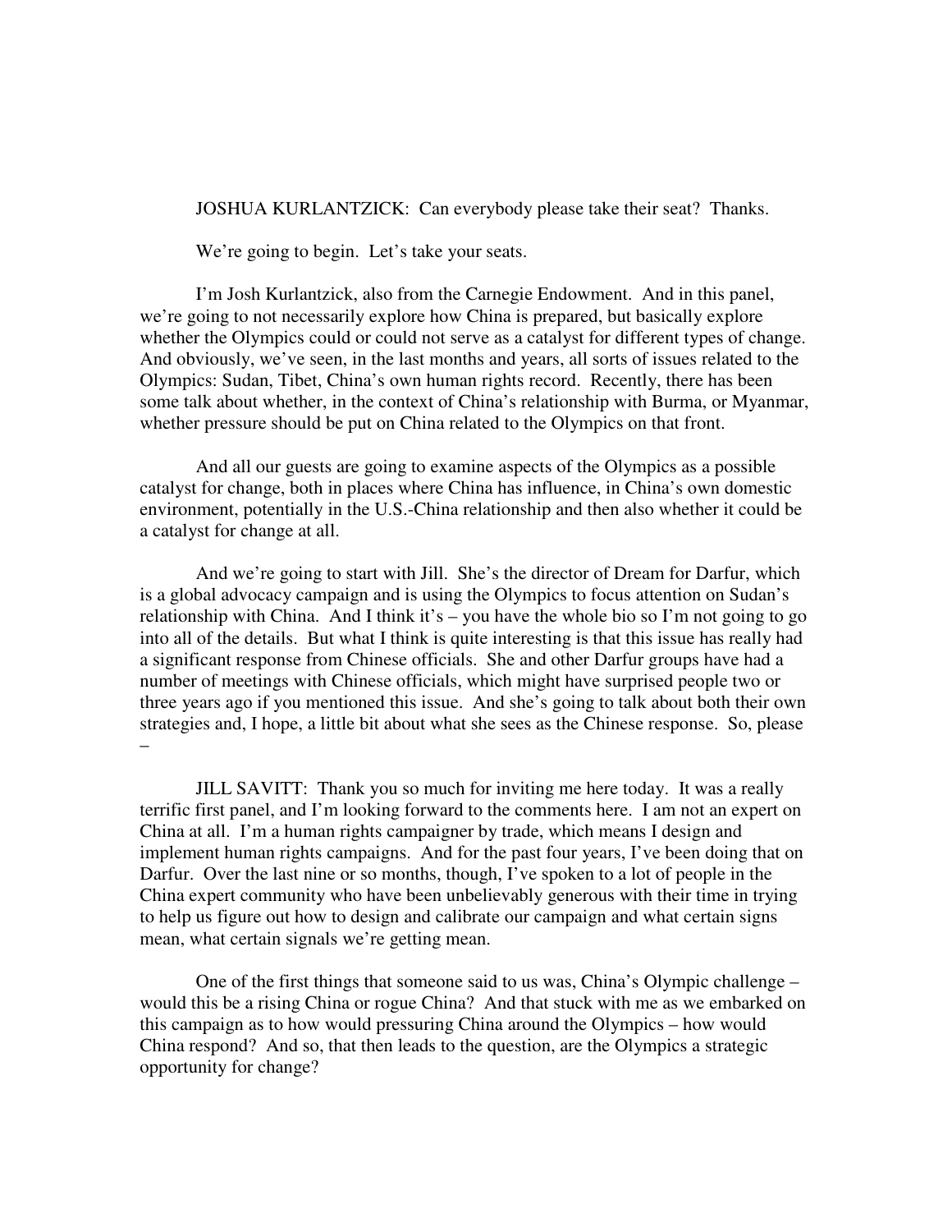JOSHUA KURLANTZICK: Can everybody please take their seat? Thanks.

We're going to begin. Let's take your seats.

I'm Josh Kurlantzick, also from the Carnegie Endowment. And in this panel, we're going to not necessarily explore how China is prepared, but basically explore whether the Olympics could or could not serve as a catalyst for different types of change. And obviously, we've seen, in the last months and years, all sorts of issues related to the Olympics: Sudan, Tibet, China's own human rights record. Recently, there has been some talk about whether, in the context of China's relationship with Burma, or Myanmar, whether pressure should be put on China related to the Olympics on that front.

And all our guests are going to examine aspects of the Olympics as a possible catalyst for change, both in places where China has influence, in China's own domestic environment, potentially in the U.S.-China relationship and then also whether it could be a catalyst for change at all.

And we're going to start with Jill. She's the director of Dream for Darfur, which is a global advocacy campaign and is using the Olympics to focus attention on Sudan's relationship with China. And I think it's – you have the whole bio so I'm not going to go into all of the details. But what I think is quite interesting is that this issue has really had a significant response from Chinese officials. She and other Darfur groups have had a number of meetings with Chinese officials, which might have surprised people two or three years ago if you mentioned this issue. And she's going to talk about both their own strategies and, I hope, a little bit about what she sees as the Chinese response. So, please –

JILL SAVITT: Thank you so much for inviting me here today. It was a really terrific first panel, and I'm looking forward to the comments here. I am not an expert on China at all. I'm a human rights campaigner by trade, which means I design and implement human rights campaigns. And for the past four years, I've been doing that on Darfur. Over the last nine or so months, though, I've spoken to a lot of people in the China expert community who have been unbelievably generous with their time in trying to help us figure out how to design and calibrate our campaign and what certain signs mean, what certain signals we're getting mean.

One of the first things that someone said to us was, China's Olympic challenge – would this be a rising China or rogue China? And that stuck with me as we embarked on this campaign as to how would pressuring China around the Olympics – how would China respond? And so, that then leads to the question, are the Olympics a strategic opportunity for change?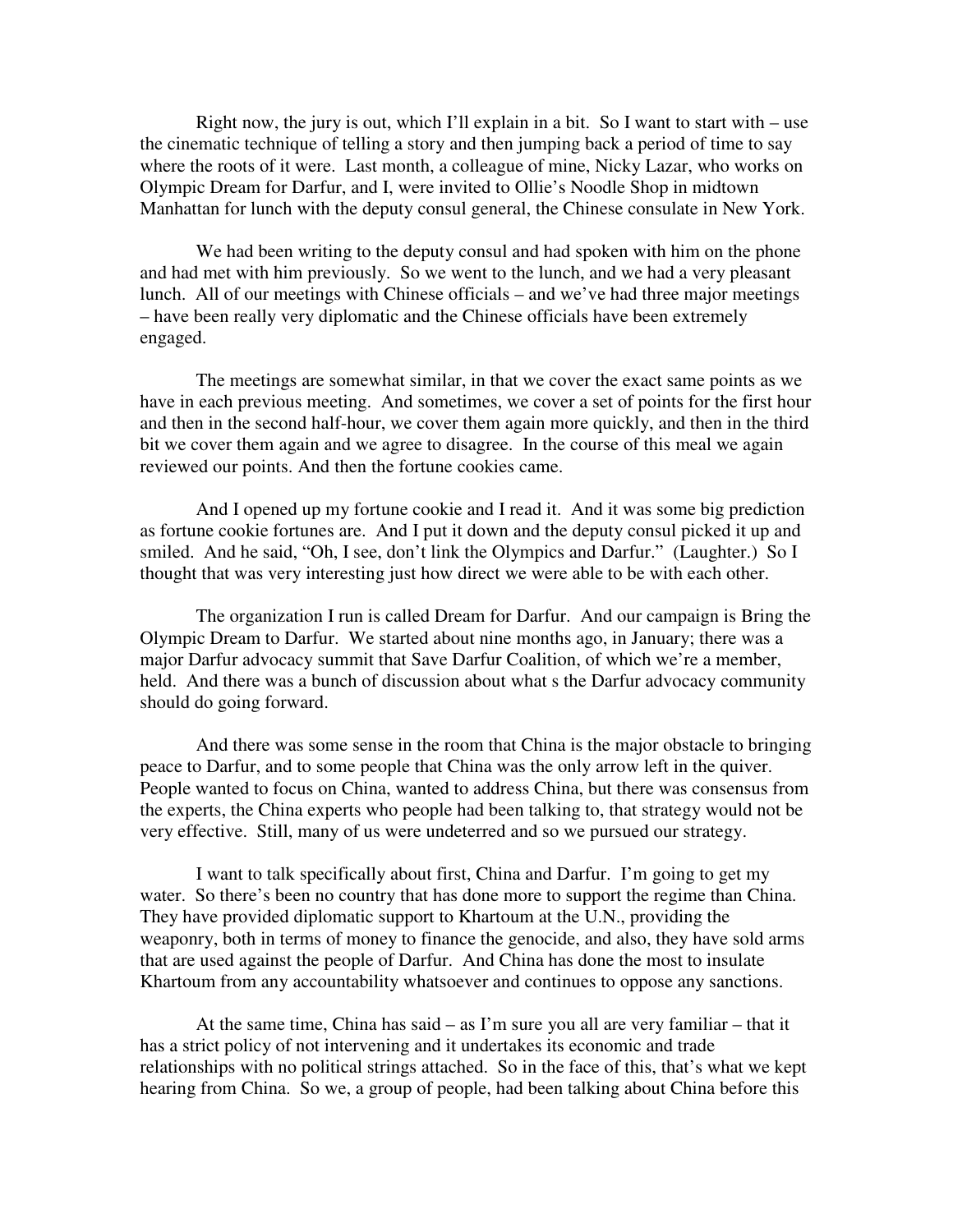Right now, the jury is out, which I'll explain in a bit. So I want to start with – use the cinematic technique of telling a story and then jumping back a period of time to say where the roots of it were. Last month, a colleague of mine, Nicky Lazar, who works on Olympic Dream for Darfur, and I, were invited to Ollie's Noodle Shop in midtown Manhattan for lunch with the deputy consul general, the Chinese consulate in New York.

We had been writing to the deputy consul and had spoken with him on the phone and had met with him previously. So we went to the lunch, and we had a very pleasant lunch. All of our meetings with Chinese officials – and we've had three major meetings – have been really very diplomatic and the Chinese officials have been extremely engaged.

The meetings are somewhat similar, in that we cover the exact same points as we have in each previous meeting. And sometimes, we cover a set of points for the first hour and then in the second half-hour, we cover them again more quickly, and then in the third bit we cover them again and we agree to disagree. In the course of this meal we again reviewed our points. And then the fortune cookies came.

And I opened up my fortune cookie and I read it. And it was some big prediction as fortune cookie fortunes are. And I put it down and the deputy consul picked it up and smiled. And he said, "Oh, I see, don't link the Olympics and Darfur." (Laughter.) So I thought that was very interesting just how direct we were able to be with each other.

The organization I run is called Dream for Darfur. And our campaign is Bring the Olympic Dream to Darfur. We started about nine months ago, in January; there was a major Darfur advocacy summit that Save Darfur Coalition, of which we're a member, held. And there was a bunch of discussion about what s the Darfur advocacy community should do going forward.

And there was some sense in the room that China is the major obstacle to bringing peace to Darfur, and to some people that China was the only arrow left in the quiver. People wanted to focus on China, wanted to address China, but there was consensus from the experts, the China experts who people had been talking to, that strategy would not be very effective. Still, many of us were undeterred and so we pursued our strategy.

I want to talk specifically about first, China and Darfur. I'm going to get my water. So there's been no country that has done more to support the regime than China. They have provided diplomatic support to Khartoum at the U.N., providing the weaponry, both in terms of money to finance the genocide, and also, they have sold arms that are used against the people of Darfur. And China has done the most to insulate Khartoum from any accountability whatsoever and continues to oppose any sanctions.

At the same time, China has said – as I'm sure you all are very familiar – that it has a strict policy of not intervening and it undertakes its economic and trade relationships with no political strings attached. So in the face of this, that's what we kept hearing from China. So we, a group of people, had been talking about China before this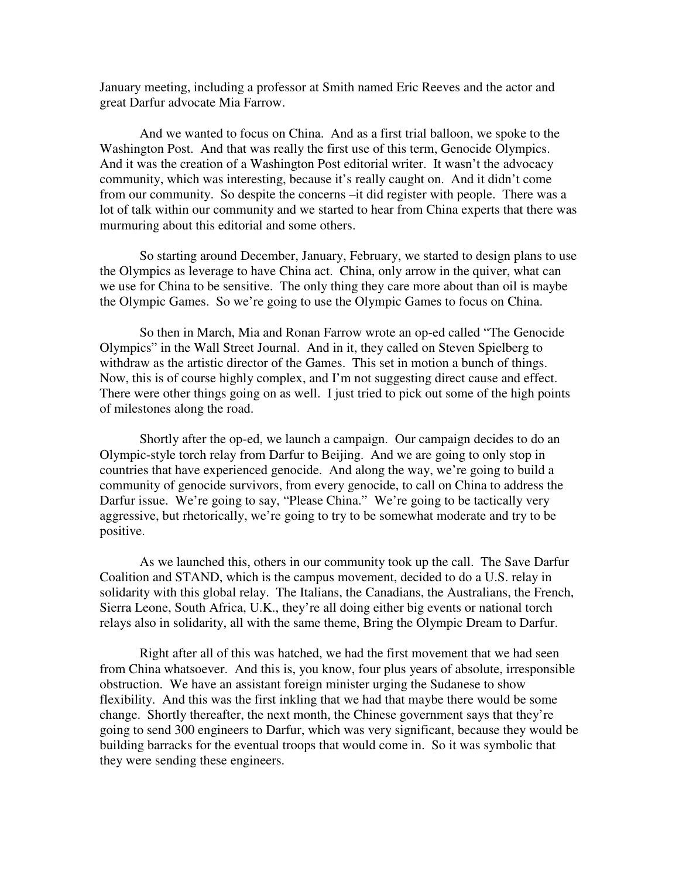January meeting, including a professor at Smith named Eric Reeves and the actor and great Darfur advocate Mia Farrow.

And we wanted to focus on China. And as a first trial balloon, we spoke to the Washington Post. And that was really the first use of this term, Genocide Olympics. And it was the creation of a Washington Post editorial writer. It wasn't the advocacy community, which was interesting, because it's really caught on. And it didn't come from our community. So despite the concerns –it did register with people. There was a lot of talk within our community and we started to hear from China experts that there was murmuring about this editorial and some others.

So starting around December, January, February, we started to design plans to use the Olympics as leverage to have China act. China, only arrow in the quiver, what can we use for China to be sensitive. The only thing they care more about than oil is maybe the Olympic Games. So we're going to use the Olympic Games to focus on China.

So then in March, Mia and Ronan Farrow wrote an op-ed called "The Genocide Olympics" in the Wall Street Journal. And in it, they called on Steven Spielberg to withdraw as the artistic director of the Games. This set in motion a bunch of things. Now, this is of course highly complex, and I'm not suggesting direct cause and effect. There were other things going on as well. I just tried to pick out some of the high points of milestones along the road.

Shortly after the op-ed, we launch a campaign. Our campaign decides to do an Olympic-style torch relay from Darfur to Beijing. And we are going to only stop in countries that have experienced genocide. And along the way, we're going to build a community of genocide survivors, from every genocide, to call on China to address the Darfur issue. We're going to say, "Please China." We're going to be tactically very aggressive, but rhetorically, we're going to try to be somewhat moderate and try to be positive.

As we launched this, others in our community took up the call. The Save Darfur Coalition and STAND, which is the campus movement, decided to do a U.S. relay in solidarity with this global relay. The Italians, the Canadians, the Australians, the French, Sierra Leone, South Africa, U.K., they're all doing either big events or national torch relays also in solidarity, all with the same theme, Bring the Olympic Dream to Darfur.

Right after all of this was hatched, we had the first movement that we had seen from China whatsoever. And this is, you know, four plus years of absolute, irresponsible obstruction. We have an assistant foreign minister urging the Sudanese to show flexibility. And this was the first inkling that we had that maybe there would be some change. Shortly thereafter, the next month, the Chinese government says that they're going to send 300 engineers to Darfur, which was very significant, because they would be building barracks for the eventual troops that would come in. So it was symbolic that they were sending these engineers.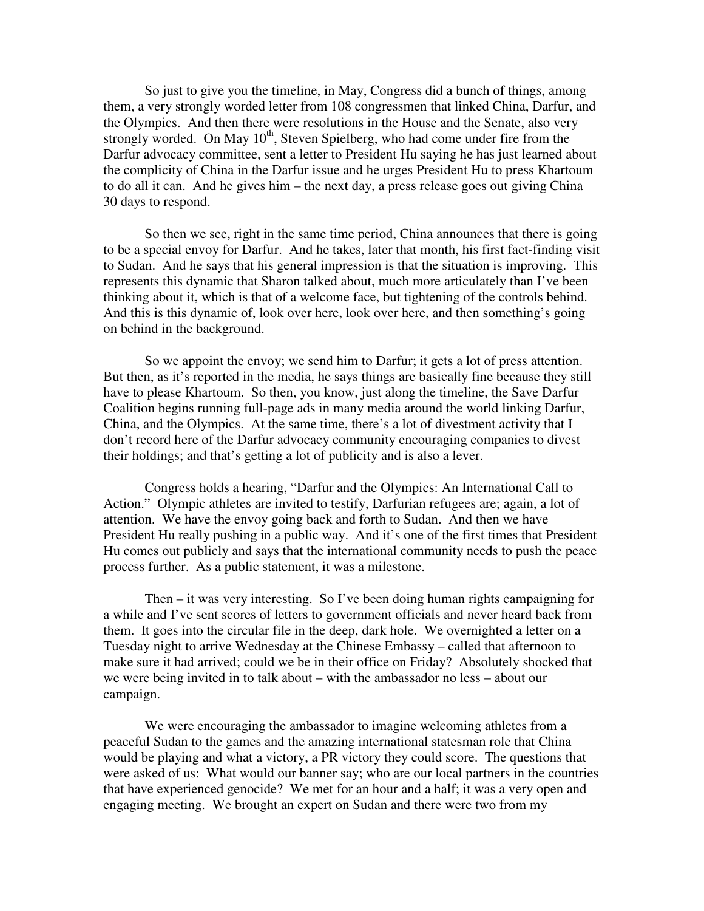So just to give you the timeline, in May, Congress did a bunch of things, among them, a very strongly worded letter from 108 congressmen that linked China, Darfur, and the Olympics. And then there were resolutions in the House and the Senate, also very strongly worded. On May 10th, Steven Spielberg, who had come under fire from the Darfur advocacy committee, sent a letter to President Hu saying he has just learned about the complicity of China in the Darfur issue and he urges President Hu to press Khartoum to do all it can. And he gives him – the next day, a press release goes out giving China 30 days to respond.

So then we see, right in the same time period, China announces that there is going to be a special envoy for Darfur. And he takes, later that month, his first fact-finding visit to Sudan. And he says that his general impression is that the situation is improving. This represents this dynamic that Sharon talked about, much more articulately than I've been thinking about it, which is that of a welcome face, but tightening of the controls behind. And this is this dynamic of, look over here, look over here, and then something's going on behind in the background.

So we appoint the envoy; we send him to Darfur; it gets a lot of press attention. But then, as it's reported in the media, he says things are basically fine because they still have to please Khartoum. So then, you know, just along the timeline, the Save Darfur Coalition begins running full-page ads in many media around the world linking Darfur, China, and the Olympics. At the same time, there's a lot of divestment activity that I don't record here of the Darfur advocacy community encouraging companies to divest their holdings; and that's getting a lot of publicity and is also a lever.

Congress holds a hearing, "Darfur and the Olympics: An International Call to Action." Olympic athletes are invited to testify, Darfurian refugees are; again, a lot of attention. We have the envoy going back and forth to Sudan. And then we have President Hu really pushing in a public way. And it's one of the first times that President Hu comes out publicly and says that the international community needs to push the peace process further. As a public statement, it was a milestone.

Then – it was very interesting. So I've been doing human rights campaigning for a while and I've sent scores of letters to government officials and never heard back from them. It goes into the circular file in the deep, dark hole. We overnighted a letter on a Tuesday night to arrive Wednesday at the Chinese Embassy – called that afternoon to make sure it had arrived; could we be in their office on Friday? Absolutely shocked that we were being invited in to talk about – with the ambassador no less – about our campaign.

We were encouraging the ambassador to imagine welcoming athletes from a peaceful Sudan to the games and the amazing international statesman role that China would be playing and what a victory, a PR victory they could score. The questions that were asked of us: What would our banner say; who are our local partners in the countries that have experienced genocide? We met for an hour and a half; it was a very open and engaging meeting. We brought an expert on Sudan and there were two from my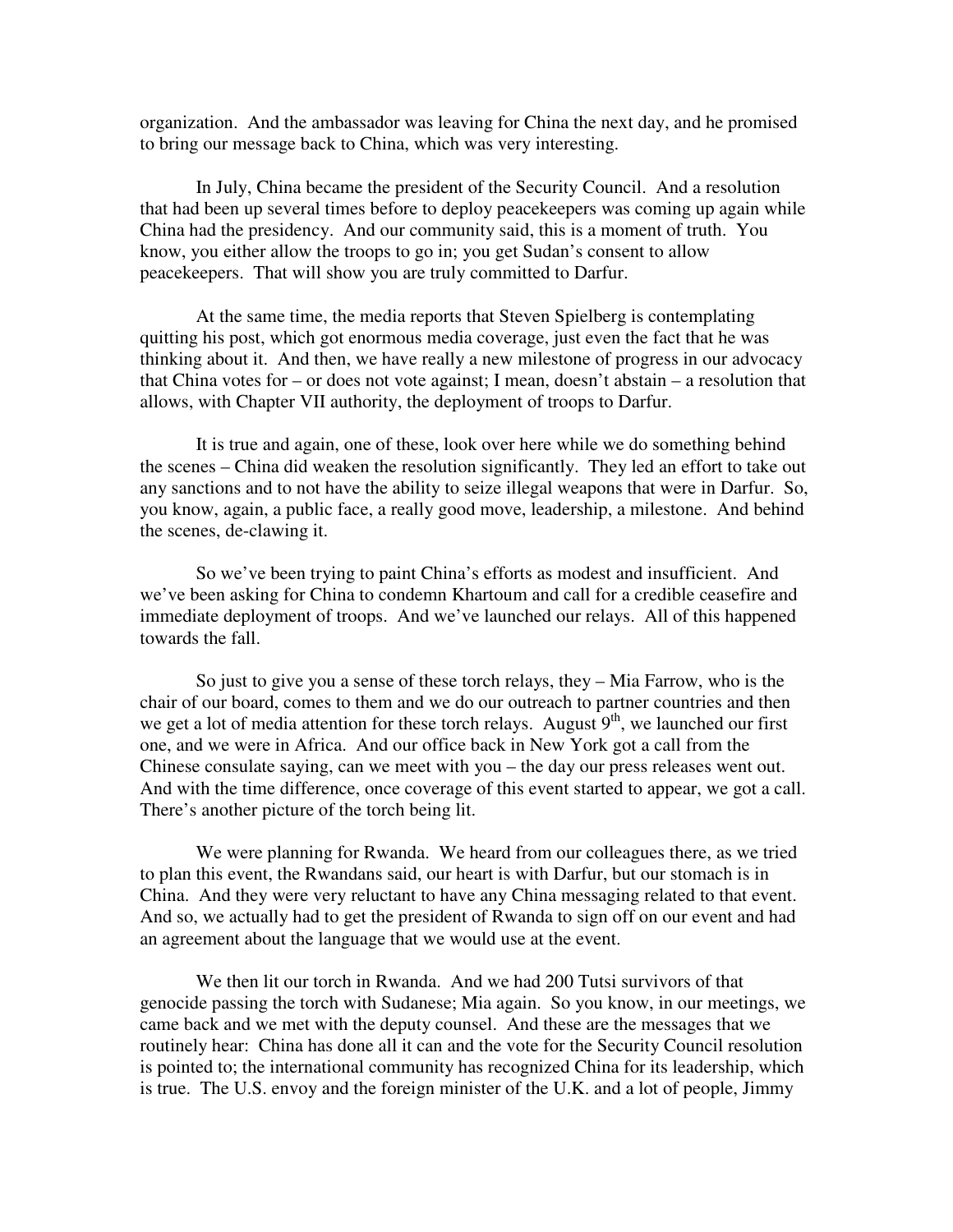organization. And the ambassador was leaving for China the next day, and he promised to bring our message back to China, which was very interesting.

In July, China became the president of the Security Council. And a resolution that had been up several times before to deploy peacekeepers was coming up again while China had the presidency. And our community said, this is a moment of truth. You know, you either allow the troops to go in; you get Sudan's consent to allow peacekeepers. That will show you are truly committed to Darfur.

At the same time, the media reports that Steven Spielberg is contemplating quitting his post, which got enormous media coverage, just even the fact that he was thinking about it. And then, we have really a new milestone of progress in our advocacy that China votes for – or does not vote against; I mean, doesn't abstain – a resolution that allows, with Chapter VII authority, the deployment of troops to Darfur.

It is true and again, one of these, look over here while we do something behind the scenes – China did weaken the resolution significantly. They led an effort to take out any sanctions and to not have the ability to seize illegal weapons that were in Darfur. So, you know, again, a public face, a really good move, leadership, a milestone. And behind the scenes, de-clawing it.

So we've been trying to paint China's efforts as modest and insufficient. And we've been asking for China to condemn Khartoum and call for a credible ceasefire and immediate deployment of troops. And we've launched our relays. All of this happened towards the fall.

So just to give you a sense of these torch relays, they – Mia Farrow, who is the chair of our board, comes to them and we do our outreach to partner countries and then we get a lot of media attention for these torch relays. August 9th, we launched our first one, and we were in Africa. And our office back in New York got a call from the Chinese consulate saying, can we meet with you – the day our press releases went out. And with the time difference, once coverage of this event started to appear, we got a call. There's another picture of the torch being lit.

We were planning for Rwanda. We heard from our colleagues there, as we tried to plan this event, the Rwandans said, our heart is with Darfur, but our stomach is in China. And they were very reluctant to have any China messaging related to that event. And so, we actually had to get the president of Rwanda to sign off on our event and had an agreement about the language that we would use at the event.

We then lit our torch in Rwanda. And we had 200 Tutsi survivors of that genocide passing the torch with Sudanese; Mia again. So you know, in our meetings, we came back and we met with the deputy counsel. And these are the messages that we routinely hear: China has done all it can and the vote for the Security Council resolution is pointed to; the international community has recognized China for its leadership, which is true. The U.S. envoy and the foreign minister of the U.K. and a lot of people, Jimmy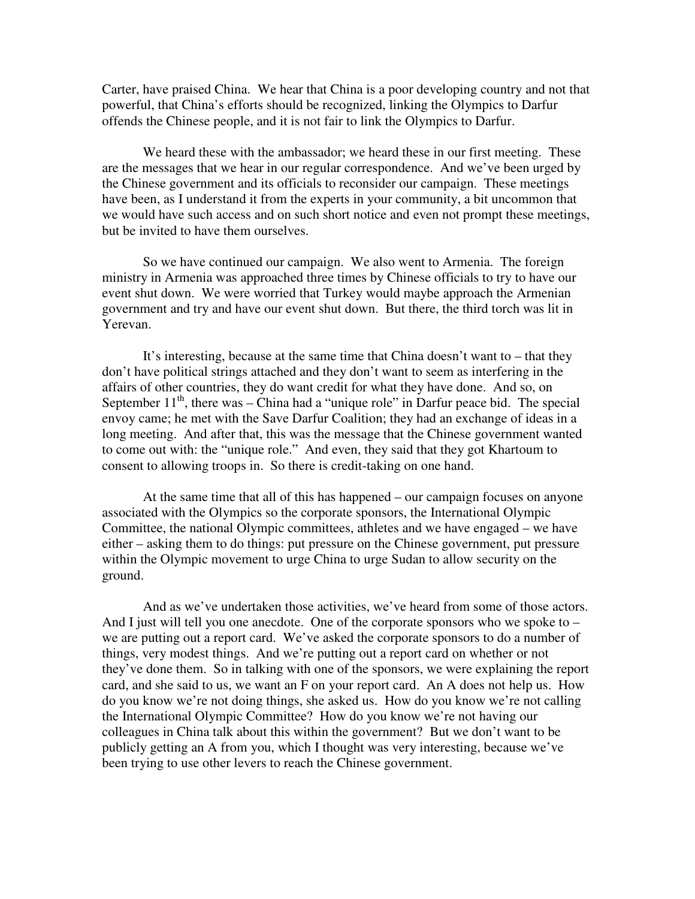Carter, have praised China. We hear that China is a poor developing country and not that powerful, that China's efforts should be recognized, linking the Olympics to Darfur offends the Chinese people, and it is not fair to link the Olympics to Darfur.

We heard these with the ambassador; we heard these in our first meeting. These are the messages that we hear in our regular correspondence. And we've been urged by the Chinese government and its officials to reconsider our campaign. These meetings have been, as I understand it from the experts in your community, a bit uncommon that we would have such access and on such short notice and even not prompt these meetings, but be invited to have them ourselves.

So we have continued our campaign. We also went to Armenia. The foreign ministry in Armenia was approached three times by Chinese officials to try to have our event shut down. We were worried that Turkey would maybe approach the Armenian government and try and have our event shut down. But there, the third torch was lit in Yerevan.

It's interesting, because at the same time that China doesn't want to – that they don't have political strings attached and they don't want to seem as interfering in the affairs of other countries, they do want credit for what they have done. And so, on September 11th, there was – China had a "unique role" in Darfur peace bid. The special envoy came; he met with the Save Darfur Coalition; they had an exchange of ideas in a long meeting. And after that, this was the message that the Chinese government wanted to come out with: the "unique role." And even, they said that they got Khartoum to consent to allowing troops in. So there is credit-taking on one hand.

At the same time that all of this has happened – our campaign focuses on anyone associated with the Olympics so the corporate sponsors, the International Olympic Committee, the national Olympic committees, athletes and we have engaged – we have either – asking them to do things: put pressure on the Chinese government, put pressure within the Olympic movement to urge China to urge Sudan to allow security on the ground.

And as we've undertaken those activities, we've heard from some of those actors. And I just will tell you one anecdote. One of the corporate sponsors who we spoke to – we are putting out a report card. We've asked the corporate sponsors to do a number of things, very modest things. And we're putting out a report card on whether or not they've done them. So in talking with one of the sponsors, we were explaining the report card, and she said to us, we want an F on your report card. An A does not help us. How do you know we're not doing things, she asked us. How do you know we're not calling the International Olympic Committee? How do you know we're not having our colleagues in China talk about this within the government? But we don't want to be publicly getting an A from you, which I thought was very interesting, because we've been trying to use other levers to reach the Chinese government.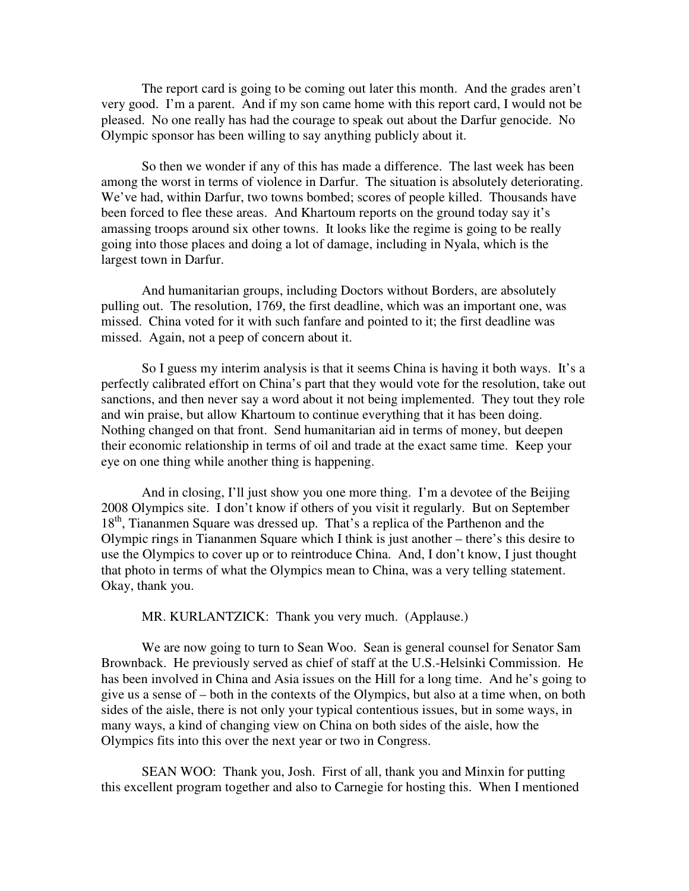The report card is going to be coming out later this month. And the grades aren't very good. I'm a parent. And if my son came home with this report card, I would not be pleased. No one really has had the courage to speak out about the Darfur genocide. No Olympic sponsor has been willing to say anything publicly about it.

So then we wonder if any of this has made a difference. The last week has been among the worst in terms of violence in Darfur. The situation is absolutely deteriorating. We've had, within Darfur, two towns bombed; scores of people killed. Thousands have been forced to flee these areas. And Khartoum reports on the ground today say it's amassing troops around six other towns. It looks like the regime is going to be really going into those places and doing a lot of damage, including in Nyala, which is the largest town in Darfur.

And humanitarian groups, including Doctors without Borders, are absolutely pulling out. The resolution, 1769, the first deadline, which was an important one, was missed. China voted for it with such fanfare and pointed to it; the first deadline was missed. Again, not a peep of concern about it.

So I guess my interim analysis is that it seems China is having it both ways. It's a perfectly calibrated effort on China's part that they would vote for the resolution, take out sanctions, and then never say a word about it not being implemented. They tout they role and win praise, but allow Khartoum to continue everything that it has been doing. Nothing changed on that front. Send humanitarian aid in terms of money, but deepen their economic relationship in terms of oil and trade at the exact same time. Keep your eye on one thing while another thing is happening.

And in closing, I'll just show you one more thing. I'm a devotee of the Beijing 2008 Olympics site. I don't know if others of you visit it regularly. But on September 18th, Tiananmen Square was dressed up. That's a replica of the Parthenon and the Olympic rings in Tiananmen Square which I think is just another – there's this desire to use the Olympics to cover up or to reintroduce China. And, I don't know, I just thought that photo in terms of what the Olympics mean to China, was a very telling statement. Okay, thank you.

MR. KURLANTZICK: Thank you very much. (Applause.)

We are now going to turn to Sean Woo. Sean is general counsel for Senator Sam Brownback. He previously served as chief of staff at the U.S.-Helsinki Commission. He has been involved in China and Asia issues on the Hill for a long time. And he's going to give us a sense of – both in the contexts of the Olympics, but also at a time when, on both sides of the aisle, there is not only your typical contentious issues, but in some ways, in many ways, a kind of changing view on China on both sides of the aisle, how the Olympics fits into this over the next year or two in Congress.

SEAN WOO: Thank you, Josh. First of all, thank you and Minxin for putting this excellent program together and also to Carnegie for hosting this. When I mentioned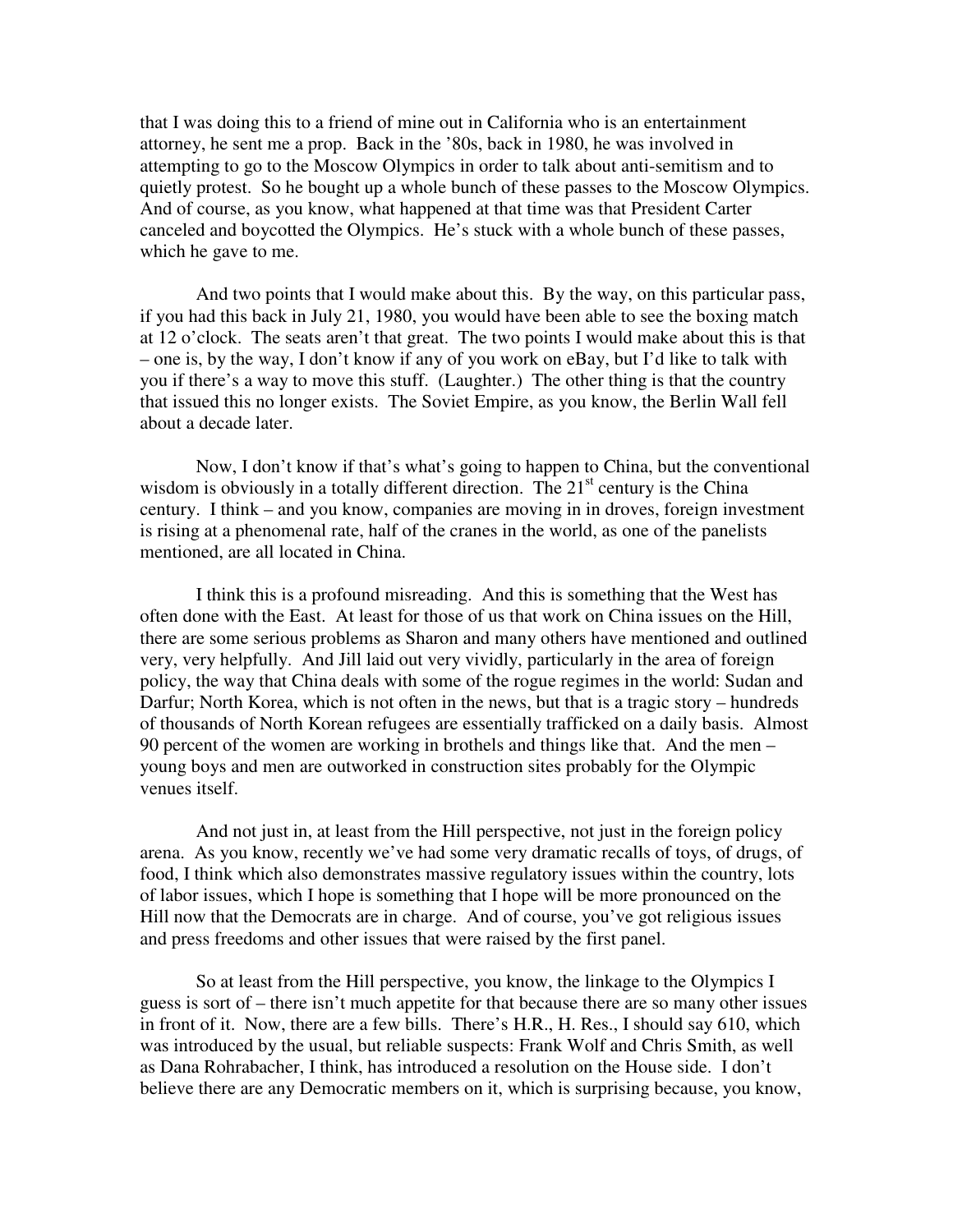that I was doing this to a friend of mine out in California who is an entertainment attorney, he sent me a prop. Back in the '80s, back in 1980, he was involved in attempting to go to the Moscow Olympics in order to talk about anti-semitism and to quietly protest. So he bought up a whole bunch of these passes to the Moscow Olympics. And of course, as you know, what happened at that time was that President Carter canceled and boycotted the Olympics. He's stuck with a whole bunch of these passes, which he gave to me.

And two points that I would make about this. By the way, on this particular pass, if you had this back in July 21, 1980, you would have been able to see the boxing match at 12 o'clock. The seats aren't that great. The two points I would make about this is that – one is, by the way, I don't know if any of you work on eBay, but I'd like to talk with you if there's a way to move this stuff. (Laughter.) The other thing is that the country that issued this no longer exists. The Soviet Empire, as you know, the Berlin Wall fell about a decade later.

Now, I don't know if that's what's going to happen to China, but the conventional wisdom is obviously in a totally different direction. The 21st century is the China century. I think – and you know, companies are moving in in droves, foreign investment is rising at a phenomenal rate, half of the cranes in the world, as one of the panelists mentioned, are all located in China.

I think this is a profound misreading. And this is something that the West has often done with the East. At least for those of us that work on China issues on the Hill, there are some serious problems as Sharon and many others have mentioned and outlined very, very helpfully. And Jill laid out very vividly, particularly in the area of foreign policy, the way that China deals with some of the rogue regimes in the world: Sudan and Darfur; North Korea, which is not often in the news, but that is a tragic story – hundreds of thousands of North Korean refugees are essentially trafficked on a daily basis. Almost 90 percent of the women are working in brothels and things like that. And the men – young boys and men are outworked in construction sites probably for the Olympic venues itself.

And not just in, at least from the Hill perspective, not just in the foreign policy arena. As you know, recently we've had some very dramatic recalls of toys, of drugs, of food, I think which also demonstrates massive regulatory issues within the country, lots of labor issues, which I hope is something that I hope will be more pronounced on the Hill now that the Democrats are in charge. And of course, you've got religious issues and press freedoms and other issues that were raised by the first panel.

So at least from the Hill perspective, you know, the linkage to the Olympics I guess is sort of – there isn't much appetite for that because there are so many other issues in front of it. Now, there are a few bills. There's H.R., H. Res., I should say 610, which was introduced by the usual, but reliable suspects: Frank Wolf and Chris Smith, as well as Dana Rohrabacher, I think, has introduced a resolution on the House side. I don't believe there are any Democratic members on it, which is surprising because, you know,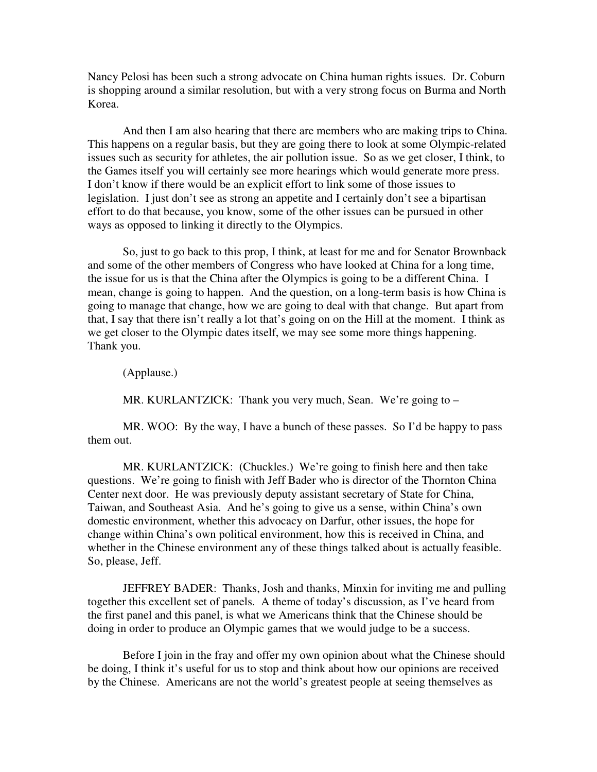Nancy Pelosi has been such a strong advocate on China human rights issues. Dr. Coburn is shopping around a similar resolution, but with a very strong focus on Burma and North Korea.

And then I am also hearing that there are members who are making trips to China. This happens on a regular basis, but they are going there to look at some Olympic-related issues such as security for athletes, the air pollution issue. So as we get closer, I think, to the Games itself you will certainly see more hearings which would generate more press. I don't know if there would be an explicit effort to link some of those issues to legislation. I just don't see as strong an appetite and I certainly don't see a bipartisan effort to do that because, you know, some of the other issues can be pursued in other ways as opposed to linking it directly to the Olympics.

So, just to go back to this prop, I think, at least for me and for Senator Brownback and some of the other members of Congress who have looked at China for a long time, the issue for us is that the China after the Olympics is going to be a different China. I mean, change is going to happen. And the question, on a long-term basis is how China is going to manage that change, how we are going to deal with that change. But apart from that, I say that there isn't really a lot that's going on on the Hill at the moment. I think as we get closer to the Olympic dates itself, we may see some more things happening. Thank you.

(Applause.)

MR. KURLANTZICK: Thank you very much, Sean. We're going to –

MR. WOO: By the way, I have a bunch of these passes. So I'd be happy to pass them out.

MR. KURLANTZICK: (Chuckles.) We're going to finish here and then take questions. We're going to finish with Jeff Bader who is director of the Thornton China Center next door. He was previously deputy assistant secretary of State for China, Taiwan, and Southeast Asia. And he's going to give us a sense, within China's own domestic environment, whether this advocacy on Darfur, other issues, the hope for change within China's own political environment, how this is received in China, and whether in the Chinese environment any of these things talked about is actually feasible. So, please, Jeff.

JEFFREY BADER: Thanks, Josh and thanks, Minxin for inviting me and pulling together this excellent set of panels. A theme of today's discussion, as I've heard from the first panel and this panel, is what we Americans think that the Chinese should be doing in order to produce an Olympic games that we would judge to be a success.

Before I join in the fray and offer my own opinion about what the Chinese should be doing, I think it's useful for us to stop and think about how our opinions are received by the Chinese. Americans are not the world's greatest people at seeing themselves as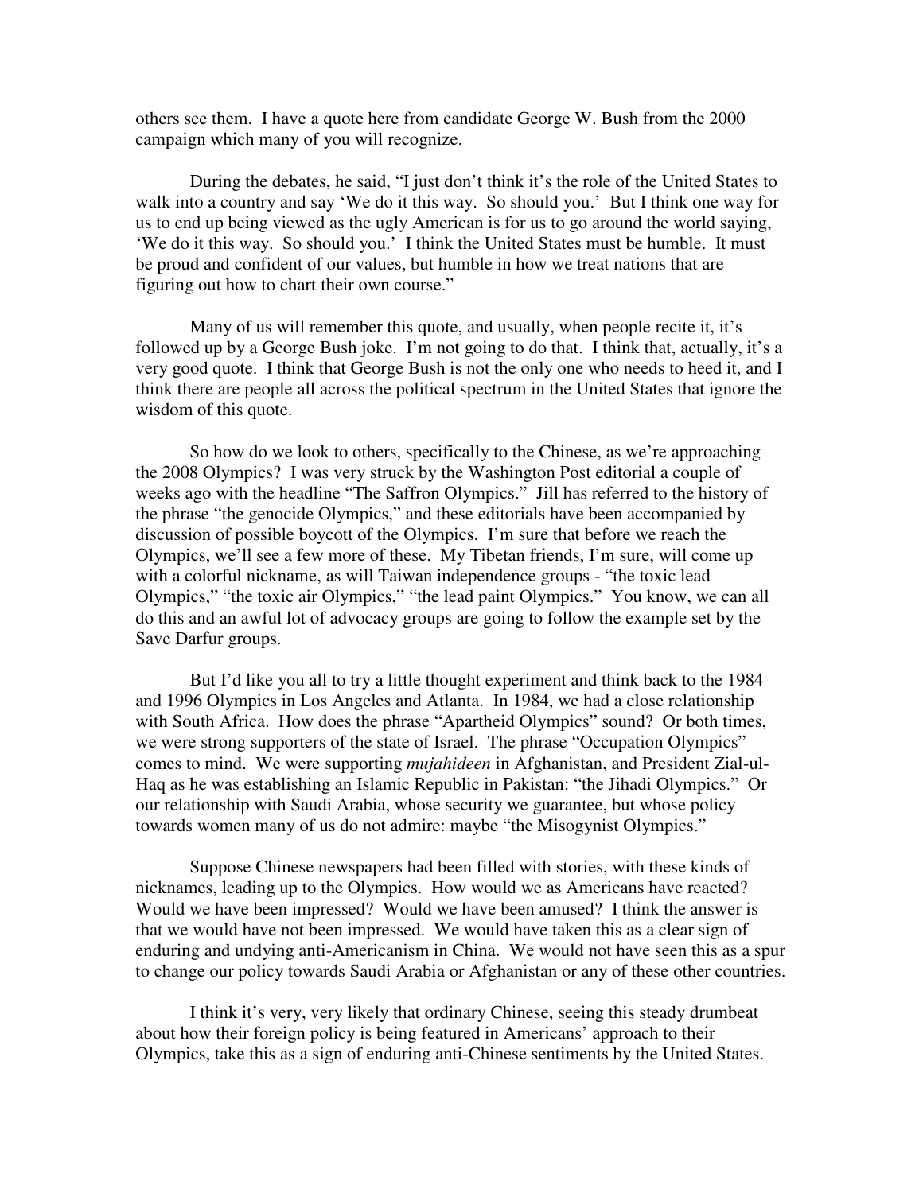others see them. I have a quote here from candidate George W. Bush from the 2000 campaign which many of you will recognize.

During the debates, he said, "I just don't think it's the role of the United States to walk into a country and say 'We do it this way. So should you.' But I think one way for us to end up being viewed as the ugly American is for us to go around the world saying, 'We do it this way. So should you.' I think the United States must be humble. It must be proud and confident of our values, but humble in how we treat nations that are figuring out how to chart their own course."

Many of us will remember this quote, and usually, when people recite it, it's followed up by a George Bush joke. I'm not going to do that. I think that, actually, it's a very good quote. I think that George Bush is not the only one who needs to heed it, and I think there are people all across the political spectrum in the United States that ignore the wisdom of this quote.

So how do we look to others, specifically to the Chinese, as we're approaching the 2008 Olympics? I was very struck by the Washington Post editorial a couple of weeks ago with the headline "The Saffron Olympics." Jill has referred to the history of the phrase "the genocide Olympics," and these editorials have been accompanied by discussion of possible boycott of the Olympics. I'm sure that before we reach the Olympics, we'll see a few more of these. My Tibetan friends, I'm sure, will come up with a colorful nickname, as will Taiwan independence groups - "the toxic lead Olympics," "the toxic air Olympics," "the lead paint Olympics." You know, we can all do this and an awful lot of advocacy groups are going to follow the example set by the Save Darfur groups.

But I'd like you all to try a little thought experiment and think back to the 1984 and 1996 Olympics in Los Angeles and Atlanta. In 1984, we had a close relationship with South Africa. How does the phrase "Apartheid Olympics" sound? Or both times, we were strong supporters of the state of Israel. The phrase "Occupation Olympics" comes to mind. We were supporting *mujahideen* in Afghanistan, and President Zial-ul-Haq as he was establishing an Islamic Republic in Pakistan: "the Jihadi Olympics." Or our relationship with Saudi Arabia, whose security we guarantee, but whose policy towards women many of us do not admire: maybe "the Misogynist Olympics."

Suppose Chinese newspapers had been filled with stories, with these kinds of nicknames, leading up to the Olympics. How would we as Americans have reacted? Would we have been impressed? Would we have been amused? I think the answer is that we would have not been impressed. We would have taken this as a clear sign of enduring and undying anti-Americanism in China. We would not have seen this as a spur to change our policy towards Saudi Arabia or Afghanistan or any of these other countries.

I think it's very, very likely that ordinary Chinese, seeing this steady drumbeat about how their foreign policy is being featured in Americans' approach to their Olympics, take this as a sign of enduring anti-Chinese sentiments by the United States.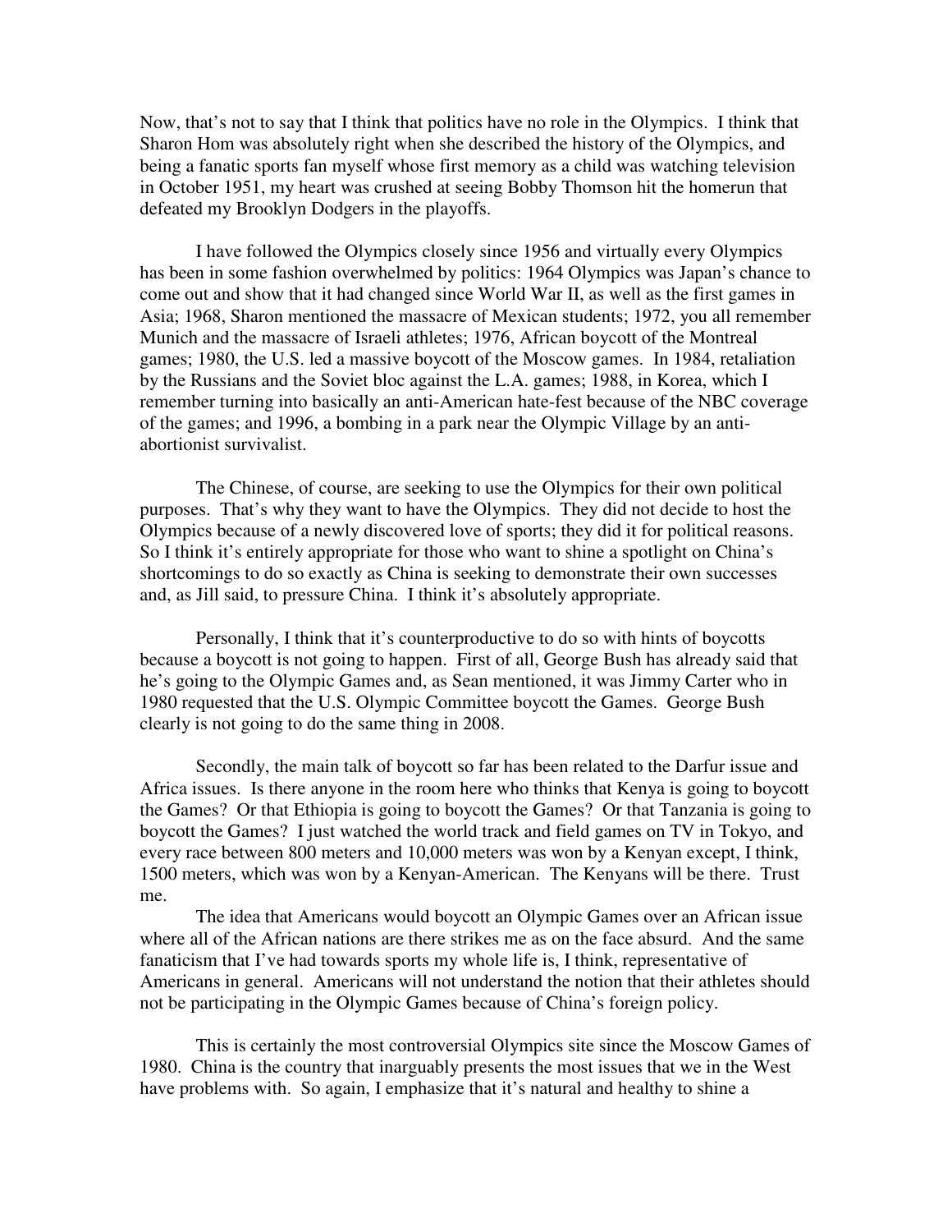Now, that's not to say that I think that politics have no role in the Olympics. I think that Sharon Hom was absolutely right when she described the history of the Olympics, and being a fanatic sports fan myself whose first memory as a child was watching television in October 1951, my heart was crushed at seeing Bobby Thomson hit the homerun that defeated my Brooklyn Dodgers in the playoffs.

I have followed the Olympics closely since 1956 and virtually every Olympics has been in some fashion overwhelmed by politics: 1964 Olympics was Japan's chance to come out and show that it had changed since World War II, as well as the first games in Asia; 1968, Sharon mentioned the massacre of Mexican students; 1972, you all remember Munich and the massacre of Israeli athletes; 1976, African boycott of the Montreal games; 1980, the U.S. led a massive boycott of the Moscow games. In 1984, retaliation by the Russians and the Soviet bloc against the L.A. games; 1988, in Korea, which I remember turning into basically an anti-American hate-fest because of the NBC coverage of the games; and 1996, a bombing in a park near the Olympic Village by an anti-abortionist survivalist.

The Chinese, of course, are seeking to use the Olympics for their own political purposes. That's why they want to have the Olympics. They did not decide to host the Olympics because of a newly discovered love of sports; they did it for political reasons. So I think it's entirely appropriate for those who want to shine a spotlight on China's shortcomings to do so exactly as China is seeking to demonstrate their own successes and, as Jill said, to pressure China. I think it's absolutely appropriate.

Personally, I think that it's counterproductive to do so with hints of boycotts because a boycott is not going to happen. First of all, George Bush has already said that he's going to the Olympic Games and, as Sean mentioned, it was Jimmy Carter who in 1980 requested that the U.S. Olympic Committee boycott the Games. George Bush clearly is not going to do the same thing in 2008.

Secondly, the main talk of boycott so far has been related to the Darfur issue and Africa issues. Is there anyone in the room here who thinks that Kenya is going to boycott the Games? Or that Ethiopia is going to boycott the Games? Or that Tanzania is going to boycott the Games? I just watched the world track and field games on TV in Tokyo, and every race between 800 meters and 10,000 meters was won by a Kenyan except, I think, 1500 meters, which was won by a Kenyan-American. The Kenyans will be there. Trust me.

The idea that Americans would boycott an Olympic Games over an African issue where all of the African nations are there strikes me as on the face absurd. And the same fanaticism that I've had towards sports my whole life is, I think, representative of Americans in general. Americans will not understand the notion that their athletes should not be participating in the Olympic Games because of China's foreign policy.

This is certainly the most controversial Olympics site since the Moscow Games of 1980. China is the country that inarguably presents the most issues that we in the West have problems with. So again, I emphasize that it's natural and healthy to shine a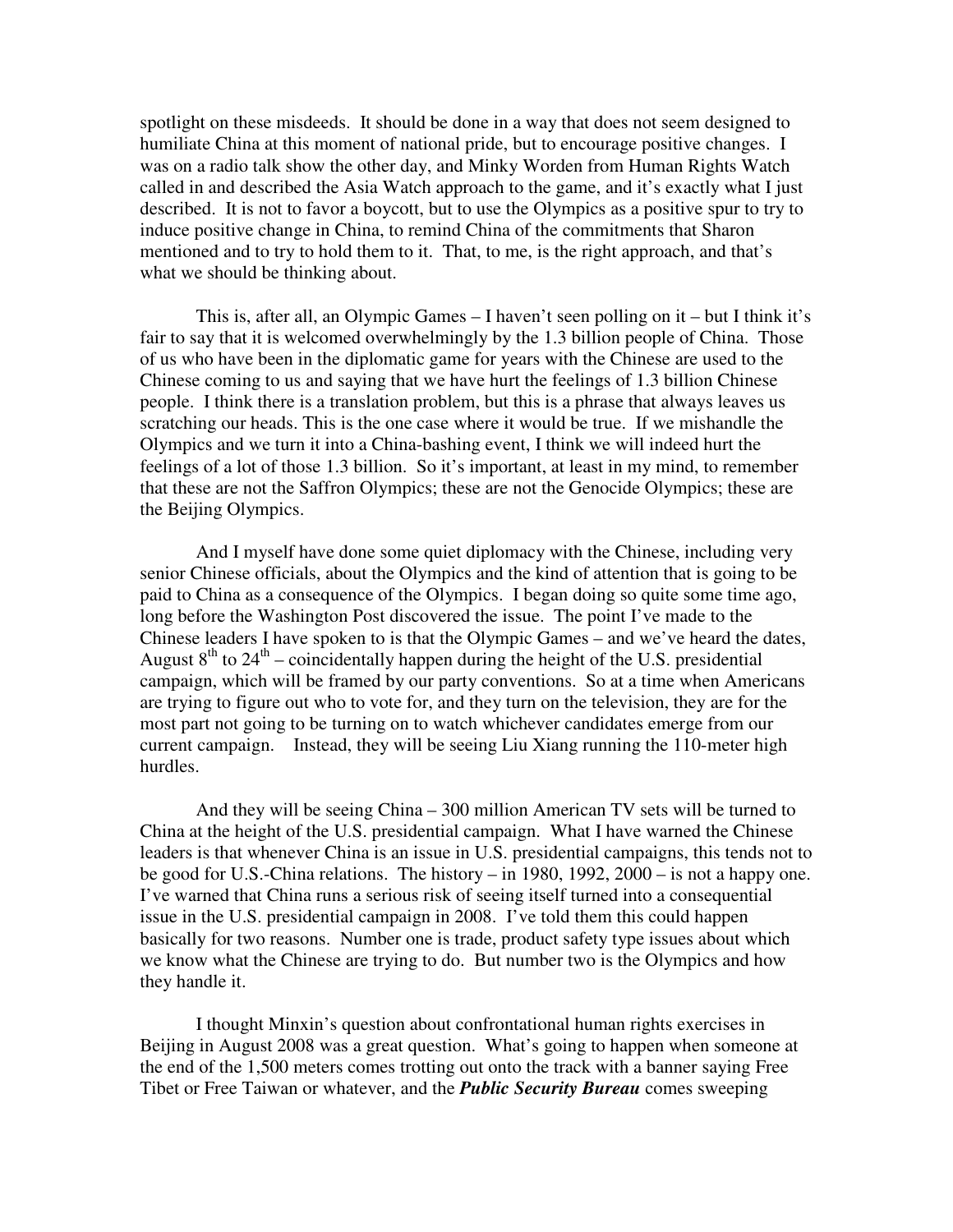spotlight on these misdeeds. It should be done in a way that does not seem designed to humiliate China at this moment of national pride, but to encourage positive changes. I was on a radio talk show the other day, and Minky Worden from Human Rights Watch called in and described the Asia Watch approach to the game, and it's exactly what I just described. It is not to favor a boycott, but to use the Olympics as a positive spur to try to induce positive change in China, to remind China of the commitments that Sharon mentioned and to try to hold them to it. That, to me, is the right approach, and that's what we should be thinking about.

This is, after all, an Olympic Games – I haven't seen polling on it – but I think it's fair to say that it is welcomed overwhelmingly by the 1.3 billion people of China. Those of us who have been in the diplomatic game for years with the Chinese are used to the Chinese coming to us and saying that we have hurt the feelings of 1.3 billion Chinese people. I think there is a translation problem, but this is a phrase that always leaves us scratching our heads. This is the one case where it would be true. If we mishandle the Olympics and we turn it into a China-bashing event, I think we will indeed hurt the feelings of a lot of those 1.3 billion. So it's important, at least in my mind, to remember that these are not the Saffron Olympics; these are not the Genocide Olympics; these are the Beijing Olympics.

And I myself have done some quiet diplomacy with the Chinese, including very senior Chinese officials, about the Olympics and the kind of attention that is going to be paid to China as a consequence of the Olympics. I began doing so quite some time ago, long before the Washington Post discovered the issue. The point I've made to the Chinese leaders I have spoken to is that the Olympic Games – and we've heard the dates, August 8th to 24th – coincidentally happen during the height of the U.S. presidential campaign, which will be framed by our party conventions. So at a time when Americans are trying to figure out who to vote for, and they turn on the television, they are for the most part not going to be turning on to watch whichever candidates emerge from our current campaign. Instead, they will be seeing Liu Xiang running the 110-meter high hurdles.

And they will be seeing China – 300 million American TV sets will be turned to China at the height of the U.S. presidential campaign. What I have warned the Chinese leaders is that whenever China is an issue in U.S. presidential campaigns, this tends not to be good for U.S.-China relations. The history – in 1980, 1992, 2000 – is not a happy one. I've warned that China runs a serious risk of seeing itself turned into a consequential issue in the U.S. presidential campaign in 2008. I've told them this could happen basically for two reasons. Number one is trade, product safety type issues about which we know what the Chinese are trying to do. But number two is the Olympics and how they handle it.

I thought Minxin's question about confrontational human rights exercises in Beijing in August 2008 was a great question. What's going to happen when someone at the end of the 1,500 meters comes trotting out onto the track with a banner saying Free Tibet or Free Taiwan or whatever, and the ***Public Security Bureau*** comes sweeping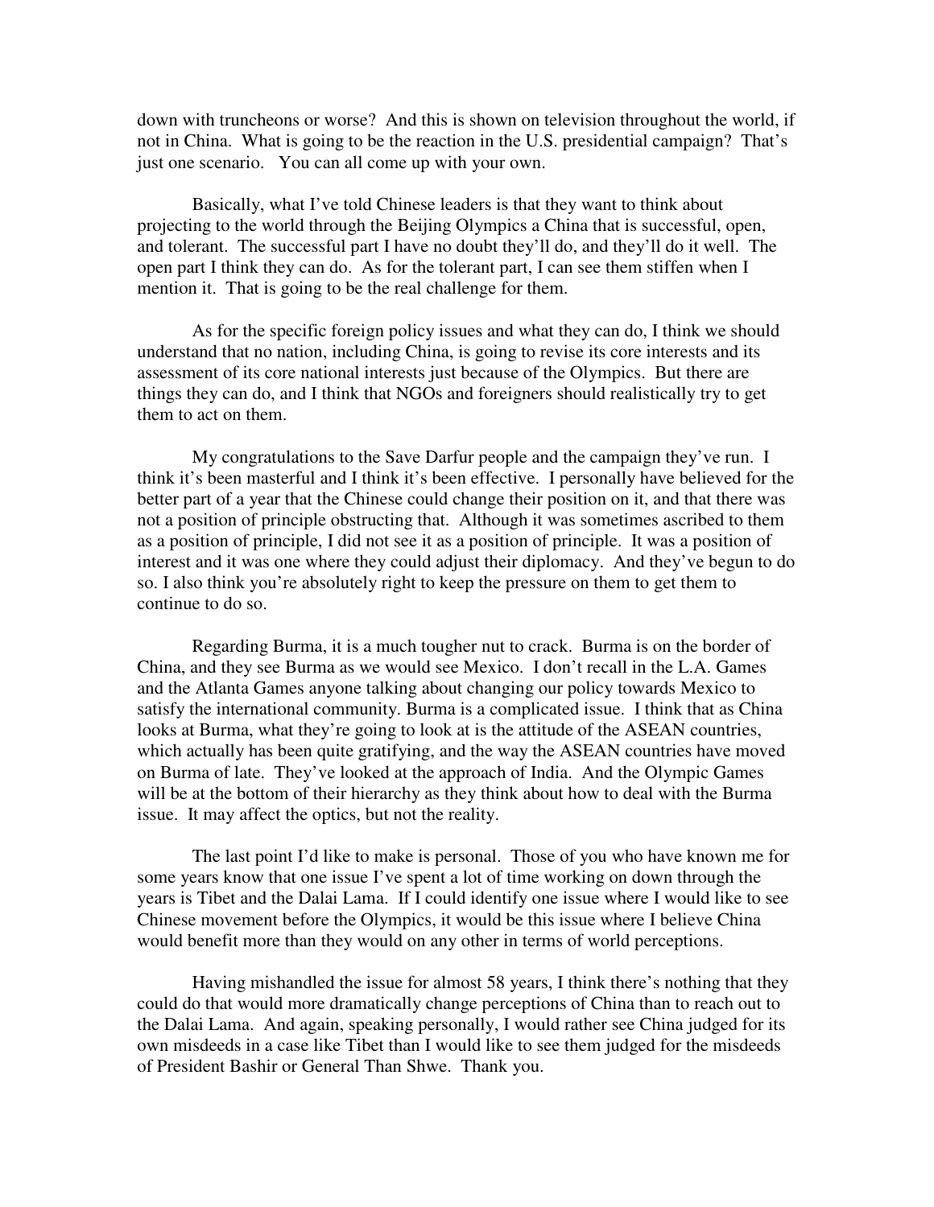down with truncheons or worse? And this is shown on television throughout the world, if not in China. What is going to be the reaction in the U.S. presidential campaign? That's just one scenario. You can all come up with your own.

Basically, what I've told Chinese leaders is that they want to think about projecting to the world through the Beijing Olympics a China that is successful, open, and tolerant. The successful part I have no doubt they'll do, and they'll do it well. The open part I think they can do. As for the tolerant part, I can see them stiffen when I mention it. That is going to be the real challenge for them.

As for the specific foreign policy issues and what they can do, I think we should understand that no nation, including China, is going to revise its core interests and its assessment of its core national interests just because of the Olympics. But there are things they can do, and I think that NGOs and foreigners should realistically try to get them to act on them.

My congratulations to the Save Darfur people and the campaign they've run. I think it's been masterful and I think it's been effective. I personally have believed for the better part of a year that the Chinese could change their position on it, and that there was not a position of principle obstructing that. Although it was sometimes ascribed to them as a position of principle, I did not see it as a position of principle. It was a position of interest and it was one where they could adjust their diplomacy. And they've begun to do so. I also think you're absolutely right to keep the pressure on them to get them to continue to do so.

Regarding Burma, it is a much tougher nut to crack. Burma is on the border of China, and they see Burma as we would see Mexico. I don't recall in the L.A. Games and the Atlanta Games anyone talking about changing our policy towards Mexico to satisfy the international community. Burma is a complicated issue. I think that as China looks at Burma, what they're going to look at is the attitude of the ASEAN countries, which actually has been quite gratifying, and the way the ASEAN countries have moved on Burma of late. They've looked at the approach of India. And the Olympic Games will be at the bottom of their hierarchy as they think about how to deal with the Burma issue. It may affect the optics, but not the reality.

The last point I'd like to make is personal. Those of you who have known me for some years know that one issue I've spent a lot of time working on down through the years is Tibet and the Dalai Lama. If I could identify one issue where I would like to see Chinese movement before the Olympics, it would be this issue where I believe China would benefit more than they would on any other in terms of world perceptions.

Having mishandled the issue for almost 58 years, I think there's nothing that they could do that would more dramatically change perceptions of China than to reach out to the Dalai Lama. And again, speaking personally, I would rather see China judged for its own misdeeds in a case like Tibet than I would like to see them judged for the misdeeds of President Bashir or General Than Shwe. Thank you.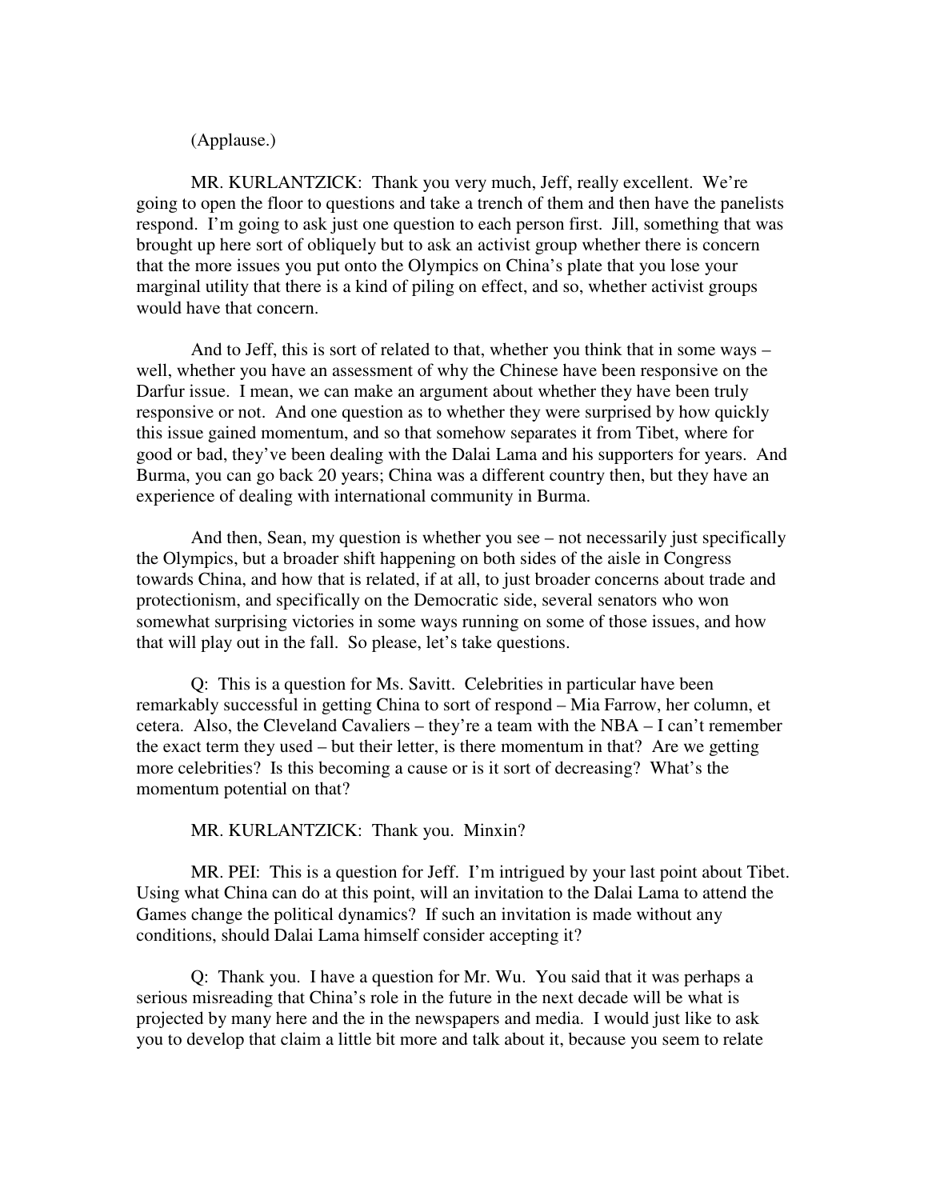(Applause.)

MR. KURLANTZICK: Thank you very much, Jeff, really excellent. We're going to open the floor to questions and take a trench of them and then have the panelists respond. I'm going to ask just one question to each person first. Jill, something that was brought up here sort of obliquely but to ask an activist group whether there is concern that the more issues you put onto the Olympics on China's plate that you lose your marginal utility that there is a kind of piling on effect, and so, whether activist groups would have that concern.

And to Jeff, this is sort of related to that, whether you think that in some ways – well, whether you have an assessment of why the Chinese have been responsive on the Darfur issue. I mean, we can make an argument about whether they have been truly responsive or not. And one question as to whether they were surprised by how quickly this issue gained momentum, and so that somehow separates it from Tibet, where for good or bad, they've been dealing with the Dalai Lama and his supporters for years. And Burma, you can go back 20 years; China was a different country then, but they have an experience of dealing with international community in Burma.

And then, Sean, my question is whether you see – not necessarily just specifically the Olympics, but a broader shift happening on both sides of the aisle in Congress towards China, and how that is related, if at all, to just broader concerns about trade and protectionism, and specifically on the Democratic side, several senators who won somewhat surprising victories in some ways running on some of those issues, and how that will play out in the fall. So please, let's take questions.

Q: This is a question for Ms. Savitt. Celebrities in particular have been remarkably successful in getting China to sort of respond – Mia Farrow, her column, et cetera. Also, the Cleveland Cavaliers – they're a team with the NBA – I can't remember the exact term they used – but their letter, is there momentum in that? Are we getting more celebrities? Is this becoming a cause or is it sort of decreasing? What's the momentum potential on that?

MR. KURLANTZICK: Thank you. Minxin?

MR. PEI: This is a question for Jeff. I'm intrigued by your last point about Tibet. Using what China can do at this point, will an invitation to the Dalai Lama to attend the Games change the political dynamics? If such an invitation is made without any conditions, should Dalai Lama himself consider accepting it?

Q: Thank you. I have a question for Mr. Wu. You said that it was perhaps a serious misreading that China's role in the future in the next decade will be what is projected by many here and the in the newspapers and media. I would just like to ask you to develop that claim a little bit more and talk about it, because you seem to relate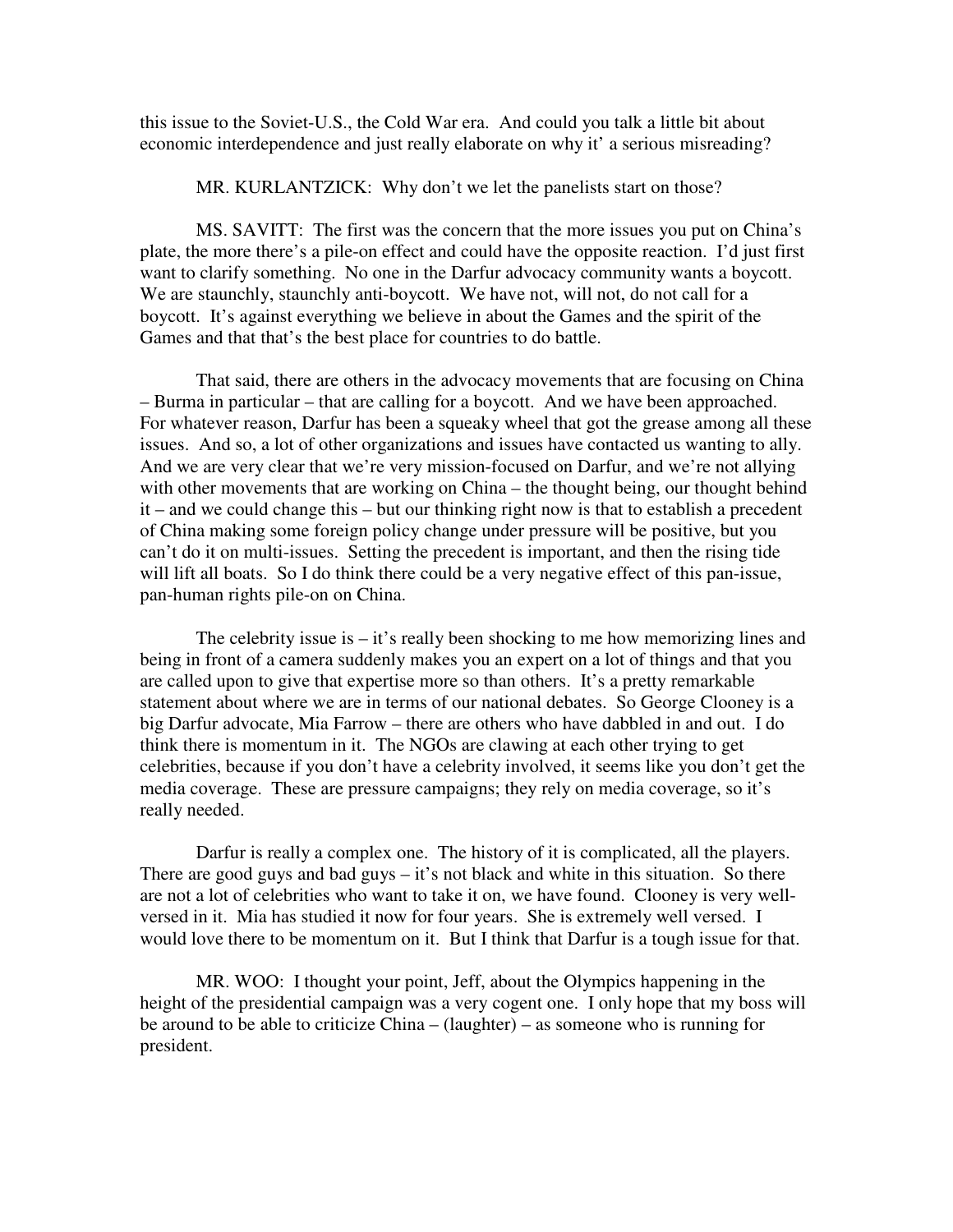this issue to the Soviet-U.S., the Cold War era. And could you talk a little bit about economic interdependence and just really elaborate on why it' a serious misreading?

MR. KURLANTZICK: Why don't we let the panelists start on those?

MS. SAVITT: The first was the concern that the more issues you put on China's plate, the more there's a pile-on effect and could have the opposite reaction. I'd just first want to clarify something. No one in the Darfur advocacy community wants a boycott. We are staunchly, staunchly anti-boycott. We have not, will not, do not call for a boycott. It's against everything we believe in about the Games and the spirit of the Games and that that's the best place for countries to do battle.

That said, there are others in the advocacy movements that are focusing on China – Burma in particular – that are calling for a boycott. And we have been approached. For whatever reason, Darfur has been a squeaky wheel that got the grease among all these issues. And so, a lot of other organizations and issues have contacted us wanting to ally. And we are very clear that we're very mission-focused on Darfur, and we're not allying with other movements that are working on China – the thought being, our thought behind it – and we could change this – but our thinking right now is that to establish a precedent of China making some foreign policy change under pressure will be positive, but you can't do it on multi-issues. Setting the precedent is important, and then the rising tide will lift all boats. So I do think there could be a very negative effect of this pan-issue, pan-human rights pile-on on China.

The celebrity issue is – it's really been shocking to me how memorizing lines and being in front of a camera suddenly makes you an expert on a lot of things and that you are called upon to give that expertise more so than others. It's a pretty remarkable statement about where we are in terms of our national debates. So George Clooney is a big Darfur advocate, Mia Farrow – there are others who have dabbled in and out. I do think there is momentum in it. The NGOs are clawing at each other trying to get celebrities, because if you don't have a celebrity involved, it seems like you don't get the media coverage. These are pressure campaigns; they rely on media coverage, so it's really needed.

Darfur is really a complex one. The history of it is complicated, all the players. There are good guys and bad guys – it's not black and white in this situation. So there are not a lot of celebrities who want to take it on, we have found. Clooney is very well-versed in it. Mia has studied it now for four years. She is extremely well versed. I would love there to be momentum on it. But I think that Darfur is a tough issue for that.

MR. WOO: I thought your point, Jeff, about the Olympics happening in the height of the presidential campaign was a very cogent one. I only hope that my boss will be around to be able to criticize China – (laughter) – as someone who is running for president.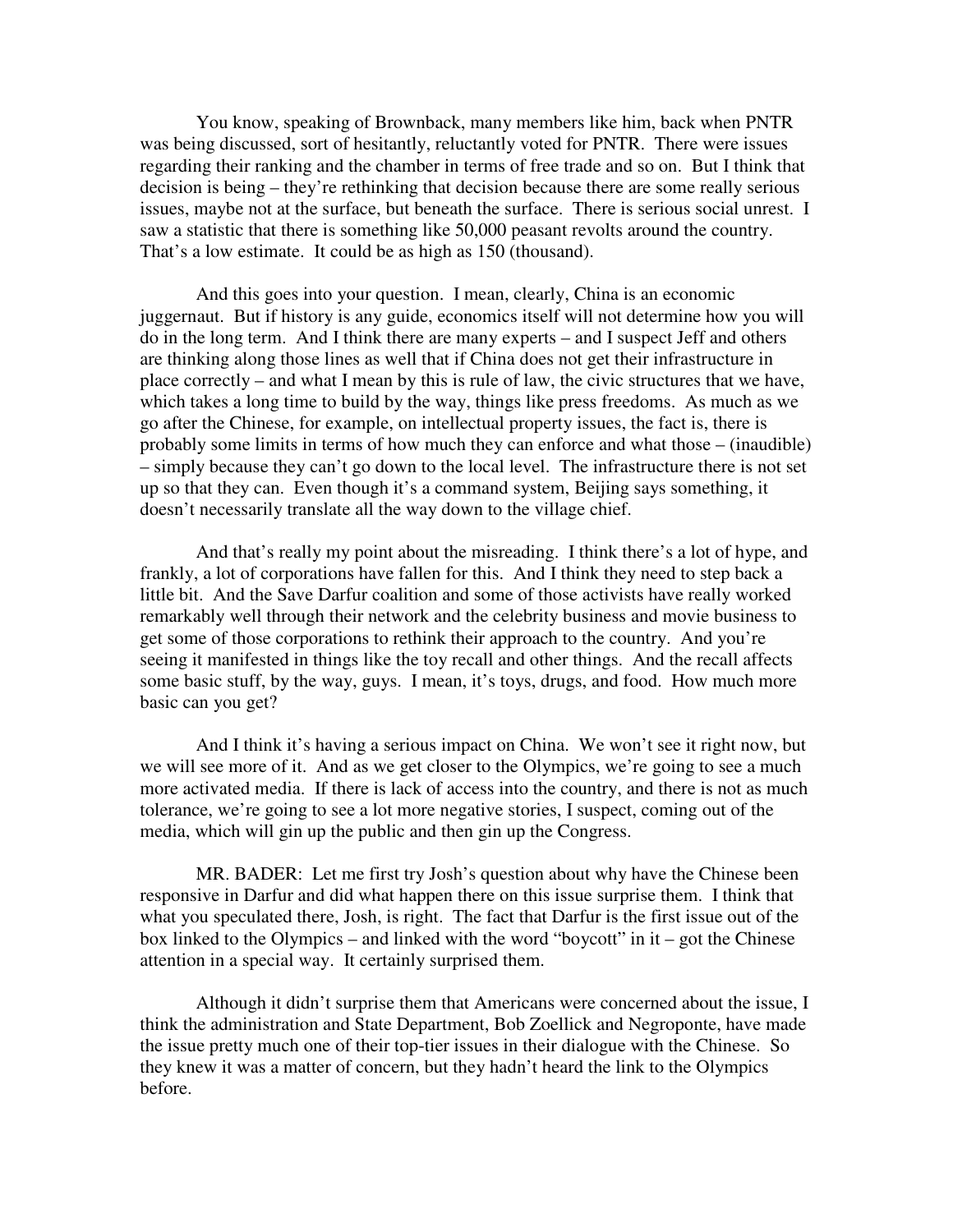You know, speaking of Brownback, many members like him, back when PNTR was being discussed, sort of hesitantly, reluctantly voted for PNTR. There were issues regarding their ranking and the chamber in terms of free trade and so on. But I think that decision is being – they're rethinking that decision because there are some really serious issues, maybe not at the surface, but beneath the surface. There is serious social unrest. I saw a statistic that there is something like 50,000 peasant revolts around the country. That's a low estimate. It could be as high as 150 (thousand).

And this goes into your question. I mean, clearly, China is an economic juggernaut. But if history is any guide, economics itself will not determine how you will do in the long term. And I think there are many experts – and I suspect Jeff and others are thinking along those lines as well that if China does not get their infrastructure in place correctly – and what I mean by this is rule of law, the civic structures that we have, which takes a long time to build by the way, things like press freedoms. As much as we go after the Chinese, for example, on intellectual property issues, the fact is, there is probably some limits in terms of how much they can enforce and what those – (inaudible) – simply because they can't go down to the local level. The infrastructure there is not set up so that they can. Even though it's a command system, Beijing says something, it doesn't necessarily translate all the way down to the village chief.

And that's really my point about the misreading. I think there's a lot of hype, and frankly, a lot of corporations have fallen for this. And I think they need to step back a little bit. And the Save Darfur coalition and some of those activists have really worked remarkably well through their network and the celebrity business and movie business to get some of those corporations to rethink their approach to the country. And you're seeing it manifested in things like the toy recall and other things. And the recall affects some basic stuff, by the way, guys. I mean, it's toys, drugs, and food. How much more basic can you get?

And I think it's having a serious impact on China. We won't see it right now, but we will see more of it. And as we get closer to the Olympics, we're going to see a much more activated media. If there is lack of access into the country, and there is not as much tolerance, we're going to see a lot more negative stories, I suspect, coming out of the media, which will gin up the public and then gin up the Congress.

MR. BADER: Let me first try Josh's question about why have the Chinese been responsive in Darfur and did what happen there on this issue surprise them. I think that what you speculated there, Josh, is right. The fact that Darfur is the first issue out of the box linked to the Olympics – and linked with the word "boycott" in it – got the Chinese attention in a special way. It certainly surprised them.

Although it didn't surprise them that Americans were concerned about the issue, I think the administration and State Department, Bob Zoellick and Negroponte, have made the issue pretty much one of their top-tier issues in their dialogue with the Chinese. So they knew it was a matter of concern, but they hadn't heard the link to the Olympics before.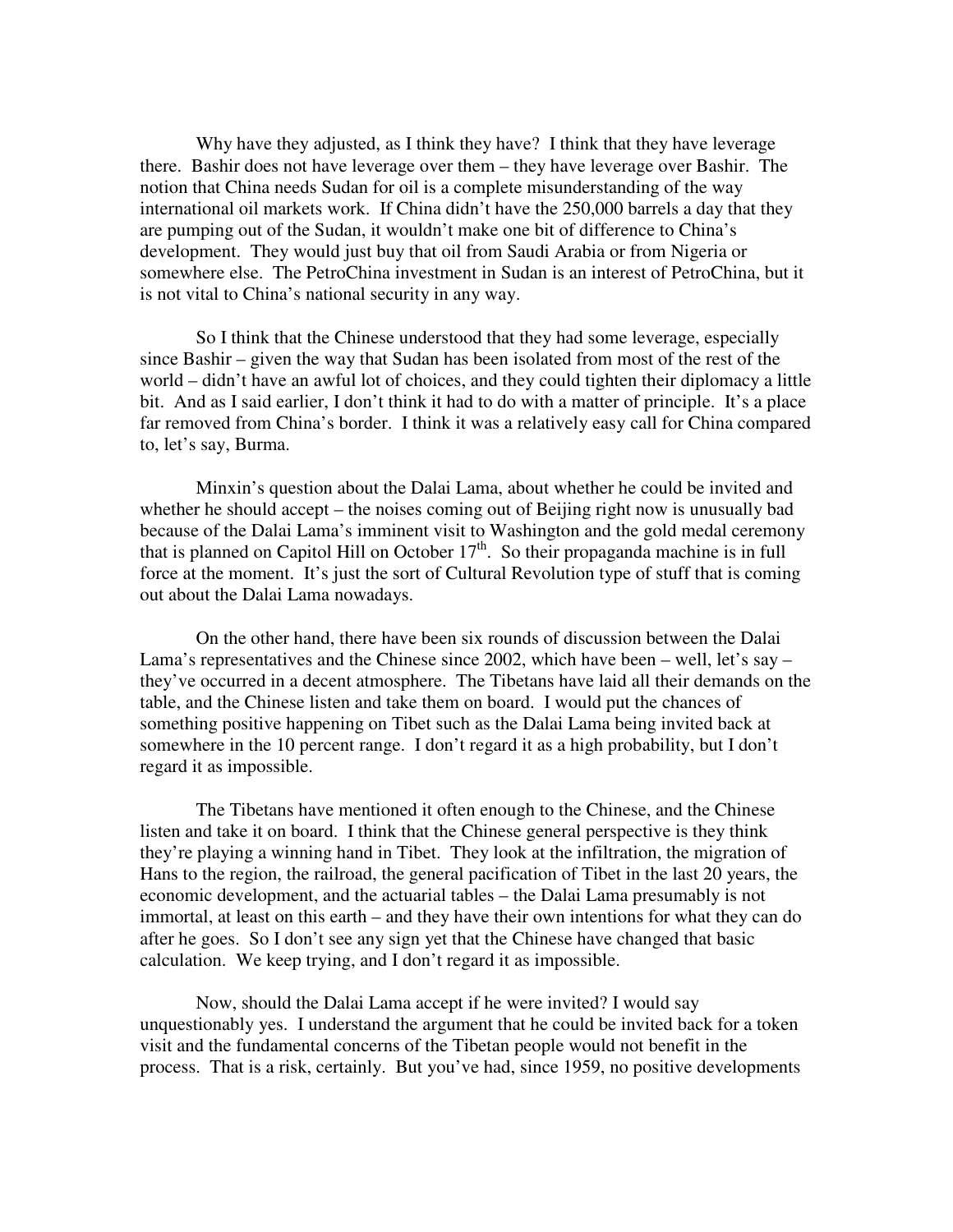Why have they adjusted, as I think they have? I think that they have leverage there. Bashir does not have leverage over them – they have leverage over Bashir. The notion that China needs Sudan for oil is a complete misunderstanding of the way international oil markets work. If China didn't have the 250,000 barrels a day that they are pumping out of the Sudan, it wouldn't make one bit of difference to China's development. They would just buy that oil from Saudi Arabia or from Nigeria or somewhere else. The PetroChina investment in Sudan is an interest of PetroChina, but it is not vital to China's national security in any way.

So I think that the Chinese understood that they had some leverage, especially since Bashir – given the way that Sudan has been isolated from most of the rest of the world – didn't have an awful lot of choices, and they could tighten their diplomacy a little bit. And as I said earlier, I don't think it had to do with a matter of principle. It's a place far removed from China's border. I think it was a relatively easy call for China compared to, let's say, Burma.

Minxin's question about the Dalai Lama, about whether he could be invited and whether he should accept – the noises coming out of Beijing right now is unusually bad because of the Dalai Lama's imminent visit to Washington and the gold medal ceremony that is planned on Capitol Hill on October 17th. So their propaganda machine is in full force at the moment. It's just the sort of Cultural Revolution type of stuff that is coming out about the Dalai Lama nowadays.

On the other hand, there have been six rounds of discussion between the Dalai Lama's representatives and the Chinese since 2002, which have been – well, let's say – they've occurred in a decent atmosphere. The Tibetans have laid all their demands on the table, and the Chinese listen and take them on board. I would put the chances of something positive happening on Tibet such as the Dalai Lama being invited back at somewhere in the 10 percent range. I don't regard it as a high probability, but I don't regard it as impossible.

The Tibetans have mentioned it often enough to the Chinese, and the Chinese listen and take it on board. I think that the Chinese general perspective is they think they're playing a winning hand in Tibet. They look at the infiltration, the migration of Hans to the region, the railroad, the general pacification of Tibet in the last 20 years, the economic development, and the actuarial tables – the Dalai Lama presumably is not immortal, at least on this earth – and they have their own intentions for what they can do after he goes. So I don't see any sign yet that the Chinese have changed that basic calculation. We keep trying, and I don't regard it as impossible.

Now, should the Dalai Lama accept if he were invited? I would say unquestionably yes. I understand the argument that he could be invited back for a token visit and the fundamental concerns of the Tibetan people would not benefit in the process. That is a risk, certainly. But you've had, since 1959, no positive developments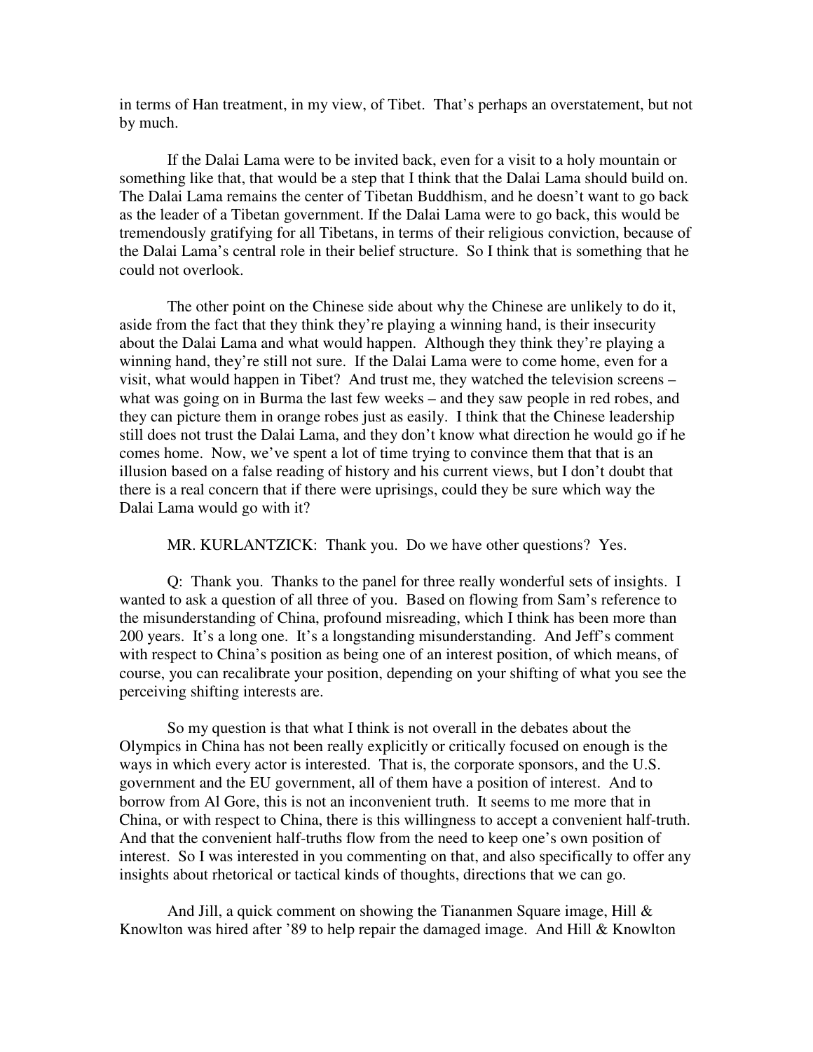in terms of Han treatment, in my view, of Tibet. That's perhaps an overstatement, but not by much.

If the Dalai Lama were to be invited back, even for a visit to a holy mountain or something like that, that would be a step that I think that the Dalai Lama should build on. The Dalai Lama remains the center of Tibetan Buddhism, and he doesn't want to go back as the leader of a Tibetan government. If the Dalai Lama were to go back, this would be tremendously gratifying for all Tibetans, in terms of their religious conviction, because of the Dalai Lama's central role in their belief structure. So I think that is something that he could not overlook.

The other point on the Chinese side about why the Chinese are unlikely to do it, aside from the fact that they think they're playing a winning hand, is their insecurity about the Dalai Lama and what would happen. Although they think they're playing a winning hand, they're still not sure. If the Dalai Lama were to come home, even for a visit, what would happen in Tibet? And trust me, they watched the television screens – what was going on in Burma the last few weeks – and they saw people in red robes, and they can picture them in orange robes just as easily. I think that the Chinese leadership still does not trust the Dalai Lama, and they don't know what direction he would go if he comes home. Now, we've spent a lot of time trying to convince them that that is an illusion based on a false reading of history and his current views, but I don't doubt that there is a real concern that if there were uprisings, could they be sure which way the Dalai Lama would go with it?

MR. KURLANTZICK: Thank you. Do we have other questions? Yes.

Q: Thank you. Thanks to the panel for three really wonderful sets of insights. I wanted to ask a question of all three of you. Based on flowing from Sam's reference to the misunderstanding of China, profound misreading, which I think has been more than 200 years. It's a long one. It's a longstanding misunderstanding. And Jeff's comment with respect to China's position as being one of an interest position, of which means, of course, you can recalibrate your position, depending on your shifting of what you see the perceiving shifting interests are.

So my question is that what I think is not overall in the debates about the Olympics in China has not been really explicitly or critically focused on enough is the ways in which every actor is interested. That is, the corporate sponsors, and the U.S. government and the EU government, all of them have a position of interest. And to borrow from Al Gore, this is not an inconvenient truth. It seems to me more that in China, or with respect to China, there is this willingness to accept a convenient half-truth. And that the convenient half-truths flow from the need to keep one's own position of interest. So I was interested in you commenting on that, and also specifically to offer any insights about rhetorical or tactical kinds of thoughts, directions that we can go.

And Jill, a quick comment on showing the Tiananmen Square image, Hill & Knowlton was hired after '89 to help repair the damaged image. And Hill & Knowlton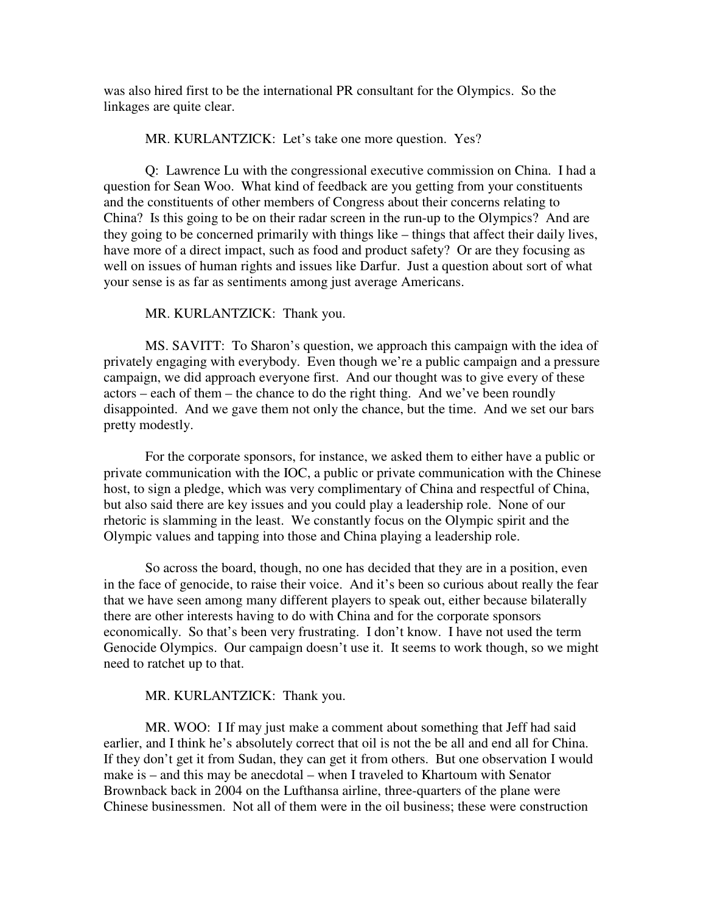was also hired first to be the international PR consultant for the Olympics. So the linkages are quite clear.

MR. KURLANTZICK: Let's take one more question. Yes?

Q: Lawrence Lu with the congressional executive commission on China. I had a question for Sean Woo. What kind of feedback are you getting from your constituents and the constituents of other members of Congress about their concerns relating to China? Is this going to be on their radar screen in the run-up to the Olympics? And are they going to be concerned primarily with things like – things that affect their daily lives, have more of a direct impact, such as food and product safety? Or are they focusing as well on issues of human rights and issues like Darfur. Just a question about sort of what your sense is as far as sentiments among just average Americans.

MR. KURLANTZICK: Thank you.

MS. SAVITT: To Sharon's question, we approach this campaign with the idea of privately engaging with everybody. Even though we're a public campaign and a pressure campaign, we did approach everyone first. And our thought was to give every of these actors – each of them – the chance to do the right thing. And we've been roundly disappointed. And we gave them not only the chance, but the time. And we set our bars pretty modestly.

For the corporate sponsors, for instance, we asked them to either have a public or private communication with the IOC, a public or private communication with the Chinese host, to sign a pledge, which was very complimentary of China and respectful of China, but also said there are key issues and you could play a leadership role. None of our rhetoric is slamming in the least. We constantly focus on the Olympic spirit and the Olympic values and tapping into those and China playing a leadership role.

So across the board, though, no one has decided that they are in a position, even in the face of genocide, to raise their voice. And it's been so curious about really the fear that we have seen among many different players to speak out, either because bilaterally there are other interests having to do with China and for the corporate sponsors economically. So that's been very frustrating. I don't know. I have not used the term Genocide Olympics. Our campaign doesn't use it. It seems to work though, so we might need to ratchet up to that.

MR. KURLANTZICK: Thank you.

MR. WOO: I If may just make a comment about something that Jeff had said earlier, and I think he's absolutely correct that oil is not the be all and end all for China. If they don't get it from Sudan, they can get it from others. But one observation I would make is – and this may be anecdotal – when I traveled to Khartoum with Senator Brownback back in 2004 on the Lufthansa airline, three-quarters of the plane were Chinese businessmen. Not all of them were in the oil business; these were construction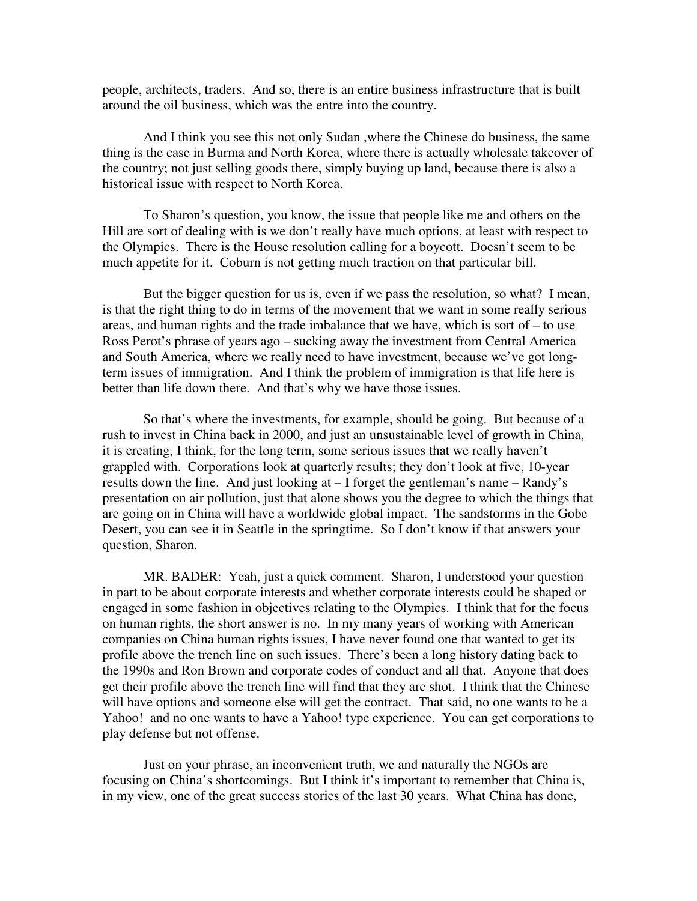people, architects, traders. And so, there is an entire business infrastructure that is built around the oil business, which was the entre into the country.

And I think you see this not only Sudan ,where the Chinese do business, the same thing is the case in Burma and North Korea, where there is actually wholesale takeover of the country; not just selling goods there, simply buying up land, because there is also a historical issue with respect to North Korea.

To Sharon's question, you know, the issue that people like me and others on the Hill are sort of dealing with is we don't really have much options, at least with respect to the Olympics. There is the House resolution calling for a boycott. Doesn't seem to be much appetite for it. Coburn is not getting much traction on that particular bill.

But the bigger question for us is, even if we pass the resolution, so what? I mean, is that the right thing to do in terms of the movement that we want in some really serious areas, and human rights and the trade imbalance that we have, which is sort of – to use Ross Perot's phrase of years ago – sucking away the investment from Central America and South America, where we really need to have investment, because we've got long-term issues of immigration. And I think the problem of immigration is that life here is better than life down there. And that's why we have those issues.

So that's where the investments, for example, should be going. But because of a rush to invest in China back in 2000, and just an unsustainable level of growth in China, it is creating, I think, for the long term, some serious issues that we really haven't grappled with. Corporations look at quarterly results; they don't look at five, 10-year results down the line. And just looking at – I forget the gentleman's name – Randy's presentation on air pollution, just that alone shows you the degree to which the things that are going on in China will have a worldwide global impact. The sandstorms in the Gobe Desert, you can see it in Seattle in the springtime. So I don't know if that answers your question, Sharon.

MR. BADER: Yeah, just a quick comment. Sharon, I understood your question in part to be about corporate interests and whether corporate interests could be shaped or engaged in some fashion in objectives relating to the Olympics. I think that for the focus on human rights, the short answer is no. In my many years of working with American companies on China human rights issues, I have never found one that wanted to get its profile above the trench line on such issues. There's been a long history dating back to the 1990s and Ron Brown and corporate codes of conduct and all that. Anyone that does get their profile above the trench line will find that they are shot. I think that the Chinese will have options and someone else will get the contract. That said, no one wants to be a Yahoo! and no one wants to have a Yahoo! type experience. You can get corporations to play defense but not offense.

Just on your phrase, an inconvenient truth, we and naturally the NGOs are focusing on China's shortcomings. But I think it's important to remember that China is, in my view, one of the great success stories of the last 30 years. What China has done,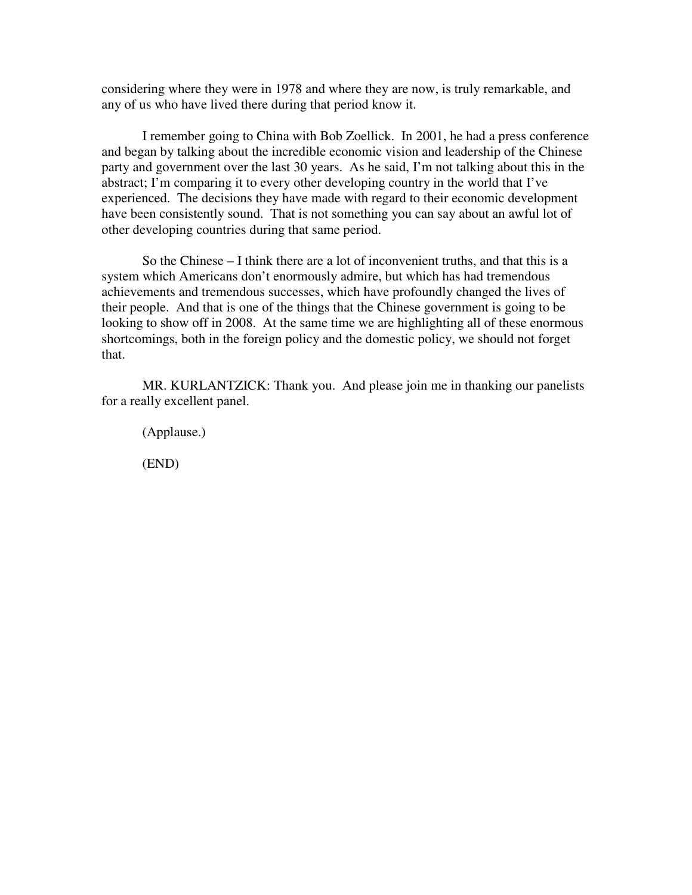considering where they were in 1978 and where they are now, is truly remarkable, and any of us who have lived there during that period know it.

I remember going to China with Bob Zoellick. In 2001, he had a press conference and began by talking about the incredible economic vision and leadership of the Chinese party and government over the last 30 years. As he said, I'm not talking about this in the abstract; I'm comparing it to every other developing country in the world that I've experienced. The decisions they have made with regard to their economic development have been consistently sound. That is not something you can say about an awful lot of other developing countries during that same period.

So the Chinese – I think there are a lot of inconvenient truths, and that this is a system which Americans don't enormously admire, but which has had tremendous achievements and tremendous successes, which have profoundly changed the lives of their people. And that is one of the things that the Chinese government is going to be looking to show off in 2008. At the same time we are highlighting all of these enormous shortcomings, both in the foreign policy and the domestic policy, we should not forget that.

MR. KURLANTZICK: Thank you. And please join me in thanking our panelists for a really excellent panel.

(Applause.)

(END)